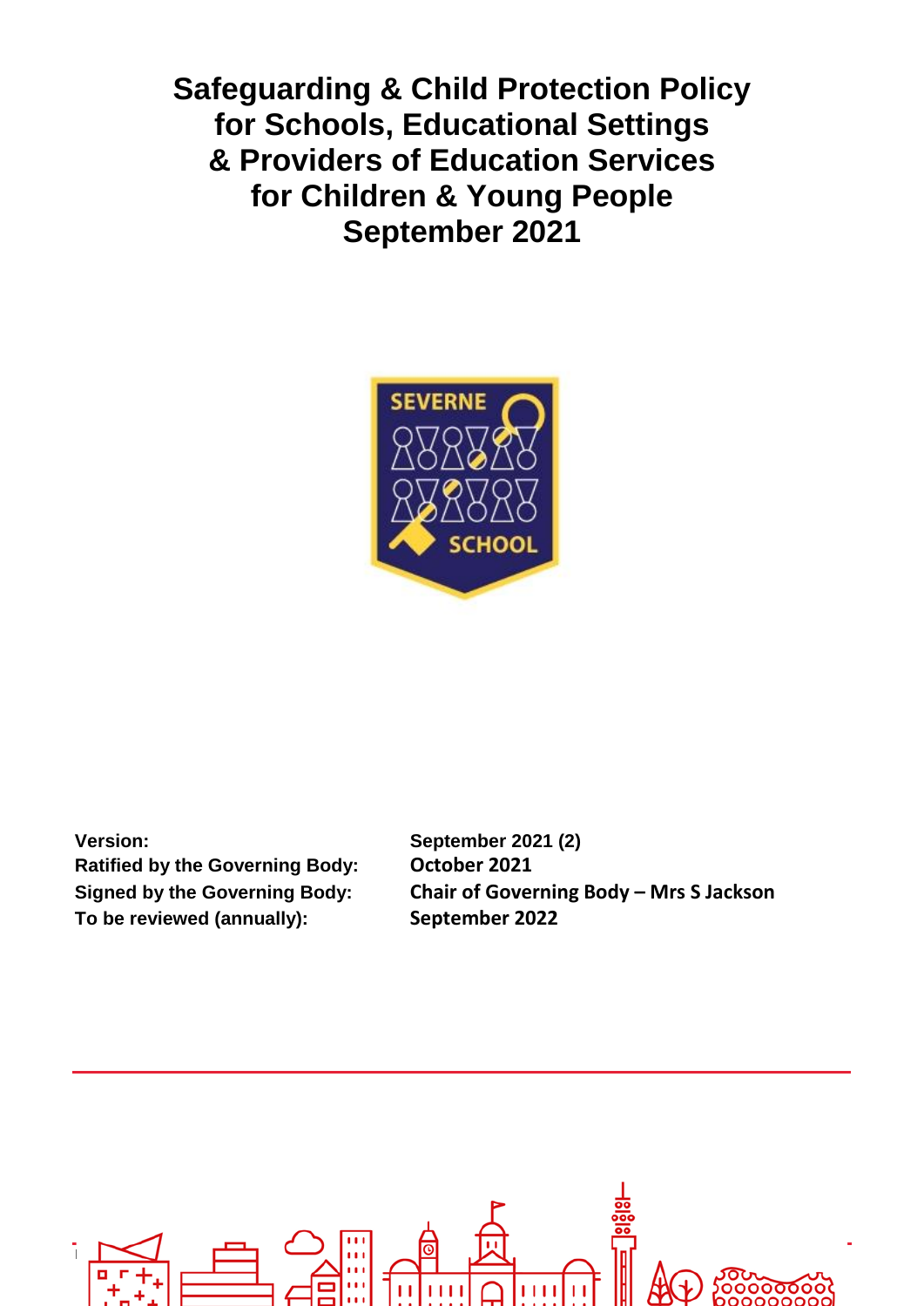# Safeguarding & Child Protection Policy for Schools, Educational Settings & Providers of Education Services for Children & Young People September 2021

SEVERNE SCHOOL

| | |
|---|---|
| **Version:** | **September 2021 (2)** |
| **Ratified by the Governing Body:** | **October 2021** |
| **Signed by the Governing Body:** | **Chair of Governing Body – Mrs S Jackson** |
| **To be reviewed (annually):** | **September 2022** |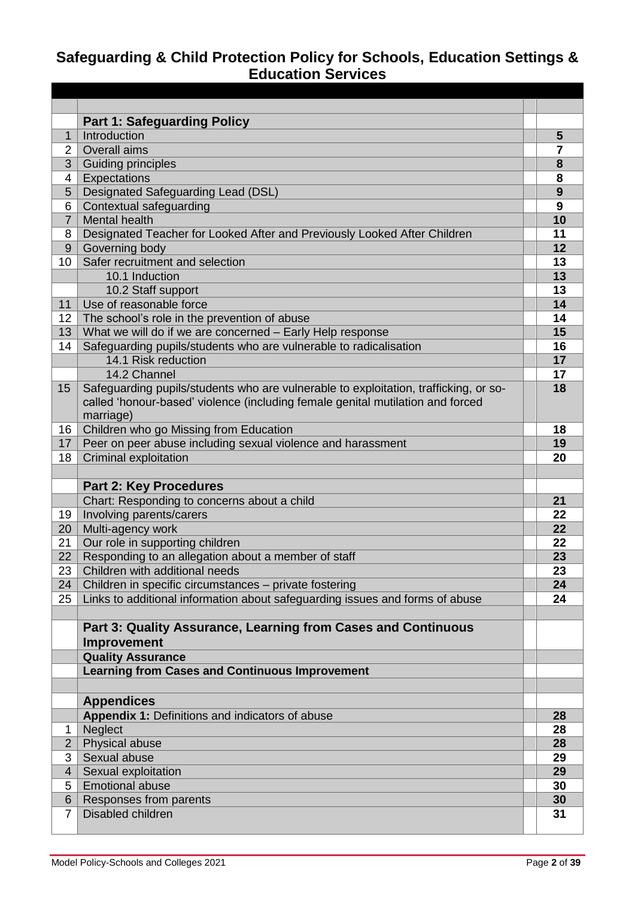# Safeguarding & Child Protection Policy for Schools, Education Settings & Education Services

| | | |
|---|---|---|
| | **Part 1: Safeguarding Policy** | |
| 1 | Introduction | 5 |
| 2 | Overall aims | 7 |
| 3 | Guiding principles | 8 |
| 4 | Expectations | 8 |
| 5 | Designated Safeguarding Lead (DSL) | 9 |
| 6 | Contextual safeguarding | 9 |
| 7 | Mental health | 10 |
| 8 | Designated Teacher for Looked After and Previously Looked After Children | 11 |
| 9 | Governing body | 12 |
| 10 | Safer recruitment and selection | 13 |
| | 10.1 Induction | 13 |
| | 10.2 Staff support | 13 |
| 11 | Use of reasonable force | 14 |
| 12 | The school's role in the prevention of abuse | 14 |
| 13 | What we will do if we are concerned – Early Help response | 15 |
| 14 | Safeguarding pupils/students who are vulnerable to radicalisation | 16 |
| | 14.1 Risk reduction | 17 |
| | 14.2 Channel | 17 |
| 15 | Safeguarding pupils/students who are vulnerable to exploitation, trafficking, or so-called 'honour-based' violence (including female genital mutilation and forced marriage) | 18 |
| 16 | Children who go Missing from Education | 18 |
| 17 | Peer on peer abuse including sexual violence and harassment | 19 |
| 18 | Criminal exploitation | 20 |
| | | |
| | **Part 2: Key Procedures** | |
| | Chart: Responding to concerns about a child | 21 |
| 19 | Involving parents/carers | 22 |
| 20 | Multi-agency work | 22 |
| 21 | Our role in supporting children | 22 |
| 22 | Responding to an allegation about a member of staff | 23 |
| 23 | Children with additional needs | 23 |
| 24 | Children in specific circumstances – private fostering | 24 |
| 25 | Links to additional information about safeguarding issues and forms of abuse | 24 |
| | | |
| | **Part 3: Quality Assurance, Learning from Cases and Continuous Improvement** | |
| | **Quality Assurance** | |
| | **Learning from Cases and Continuous Improvement** | |
| | | |
| | **Appendices** | |
| | **Appendix 1:** Definitions and indicators of abuse | 28 |
| 1 | Neglect | 28 |
| 2 | Physical abuse | 28 |
| 3 | Sexual abuse | 29 |
| 4 | Sexual exploitation | 29 |
| 5 | Emotional abuse | 30 |
| 6 | Responses from parents | 30 |
| 7 | Disabled children | 31 |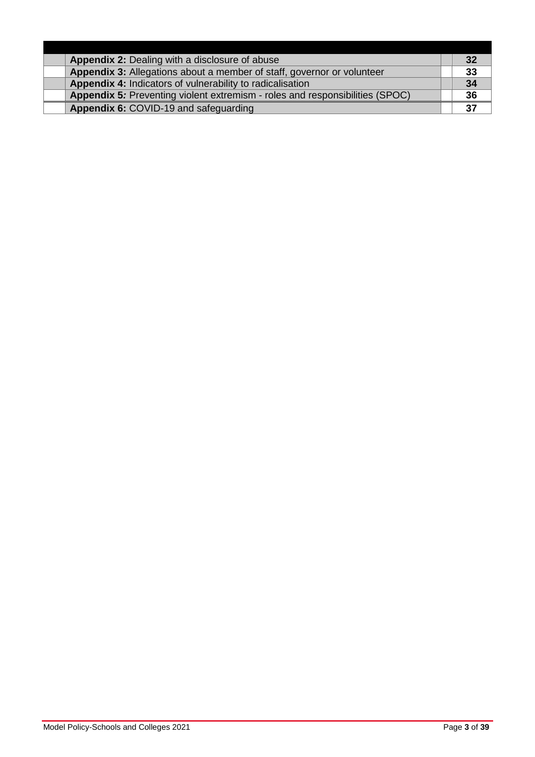| | | | |
|---|---|---|---|
| | **Appendix 2:** Dealing with a disclosure of abuse | | **32** |
| | **Appendix 3:** Allegations about a member of staff, governor or volunteer | | **33** |
| | **Appendix 4:** Indicators of vulnerability to radicalisation | | **34** |
| | **Appendix 5***:* Preventing violent extremism - roles and responsibilities (SPOC) | | **36** |
| | **Appendix 6:** COVID-19 and safeguarding | | **37** |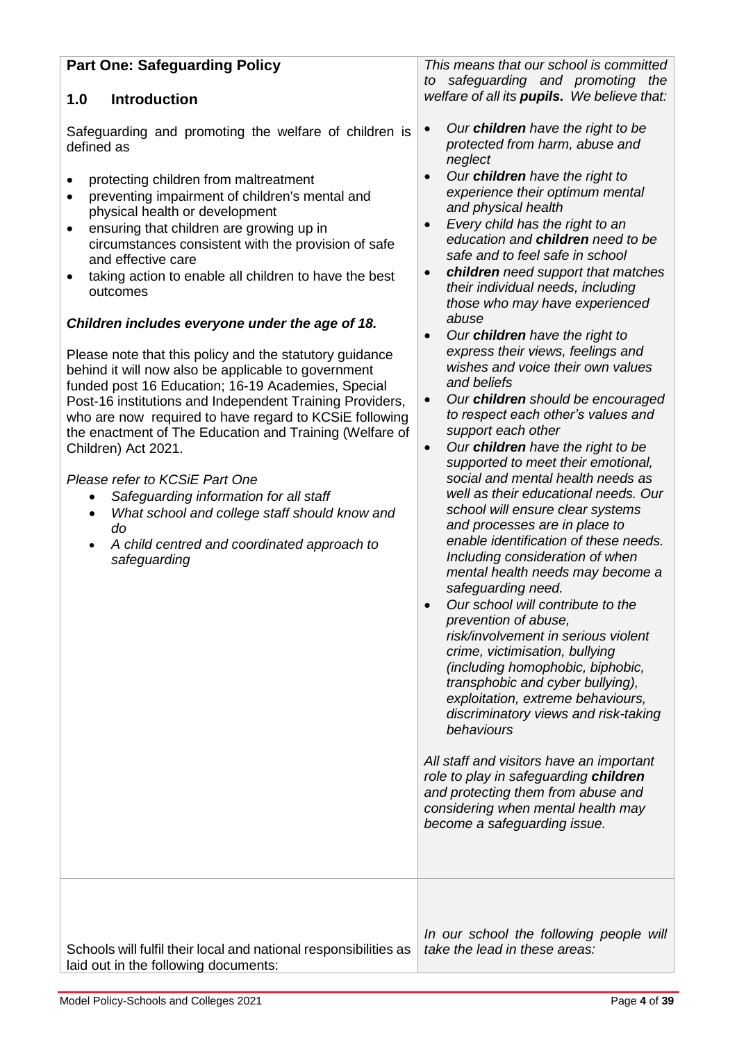## Part One: Safeguarding Policy

### 1.0 Introduction

Safeguarding and promoting the welfare of children is defined as

- protecting children from maltreatment
- preventing impairment of children's mental and physical health or development
- ensuring that children are growing up in circumstances consistent with the provision of safe and effective care
- taking action to enable all children to have the best outcomes

***Children includes everyone under the age of 18.***

Please note that this policy and the statutory guidance behind it will now also be applicable to government funded post 16 Education; 16-19 Academies, Special Post-16 institutions and Independent Training Providers, who are now required to have regard to KCSiE following the enactment of The Education and Training (Welfare of Children) Act 2021.

*Please refer to KCSiE Part One*

- *Safeguarding information for all staff*
- *What school and college staff should know and do*
- *A child centred and coordinated approach to safeguarding*

*This means that our school is committed to safeguarding and promoting the welfare of all its **pupils.** We believe that:*

- *Our **children** have the right to be protected from harm, abuse and neglect*
- *Our **children** have the right to experience their optimum mental and physical health*
- *Every child has the right to an education and **children** need to be safe and to feel safe in school*
- ***children** need support that matches their individual needs, including those who may have experienced abuse*
- *Our **children** have the right to express their views, feelings and wishes and voice their own values and beliefs*
- *Our **children** should be encouraged to respect each other's values and support each other*
- *Our **children** have the right to be supported to meet their emotional, social and mental health needs as well as their educational needs. Our school will ensure clear systems and processes are in place to enable identification of these needs. Including consideration of when mental health needs may become a safeguarding need.*
- *Our school will contribute to the prevention of abuse, risk/involvement in serious violent crime, victimisation, bullying (including homophobic, biphobic, transphobic and cyber bullying), exploitation, extreme behaviours, discriminatory views and risk-taking behaviours*

*All staff and visitors have an important role to play in safeguarding **children** and protecting them from abuse and considering when mental health may become a safeguarding issue.*

Schools will fulfil their local and national responsibilities as laid out in the following documents:

*In our school the following people will take the lead in these areas:*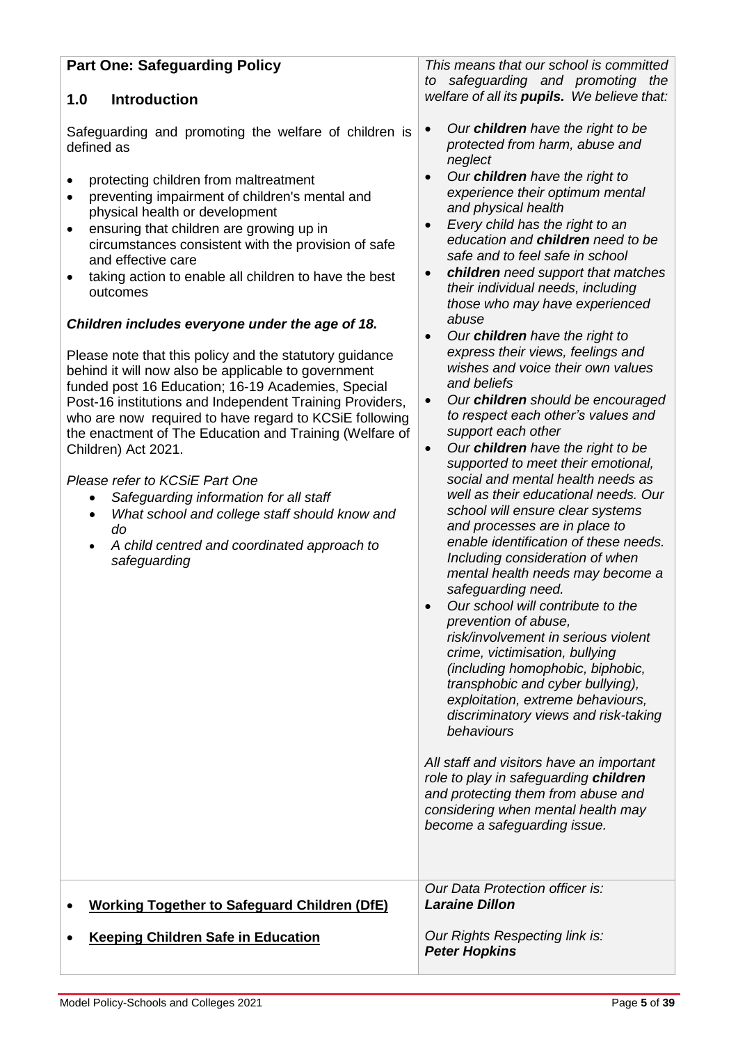## Part One: Safeguarding Policy

### 1.0 Introduction

Safeguarding and promoting the welfare of children is defined as

- protecting children from maltreatment
- preventing impairment of children's mental and physical health or development
- ensuring that children are growing up in circumstances consistent with the provision of safe and effective care
- taking action to enable all children to have the best outcomes

***Children includes everyone under the age of 18.***

Please note that this policy and the statutory guidance behind it will now also be applicable to government funded post 16 Education; 16-19 Academies, Special Post-16 institutions and Independent Training Providers, who are now required to have regard to KCSiE following the enactment of The Education and Training (Welfare of Children) Act 2021.

*Please refer to KCSiE Part One*

- *Safeguarding information for all staff*
- *What school and college staff should know and do*
- *A child centred and coordinated approach to safeguarding*

*This means that our school is committed to safeguarding and promoting the welfare of all its **pupils**. We believe that:*

- *Our **children** have the right to be protected from harm, abuse and neglect*
- *Our **children** have the right to experience their optimum mental and physical health*
- *Every child has the right to an education and **children** need to be safe and to feel safe in school*
- ***children** need support that matches their individual needs, including those who may have experienced abuse*
- *Our **children** have the right to express their views, feelings and wishes and voice their own values and beliefs*
- *Our **children** should be encouraged to respect each other's values and support each other*
- *Our **children** have the right to be supported to meet their emotional, social and mental health needs as well as their educational needs. Our school will ensure clear systems and processes are in place to enable identification of these needs. Including consideration of when mental health needs may become a safeguarding need.*
- *Our school will contribute to the prevention of abuse, risk/involvement in serious violent crime, victimisation, bullying (including homophobic, biphobic, transphobic and cyber bullying), exploitation, extreme behaviours, discriminatory views and risk-taking behaviours*

*All staff and visitors have an important role to play in safeguarding **children** and protecting them from abuse and considering when mental health may become a safeguarding issue.*

- **Working Together to Safeguard Children (DfE)**
- **Keeping Children Safe in Education**

*Our Data Protection officer is:*
***Laraine Dillon***

*Our Rights Respecting link is:*
***Peter Hopkins***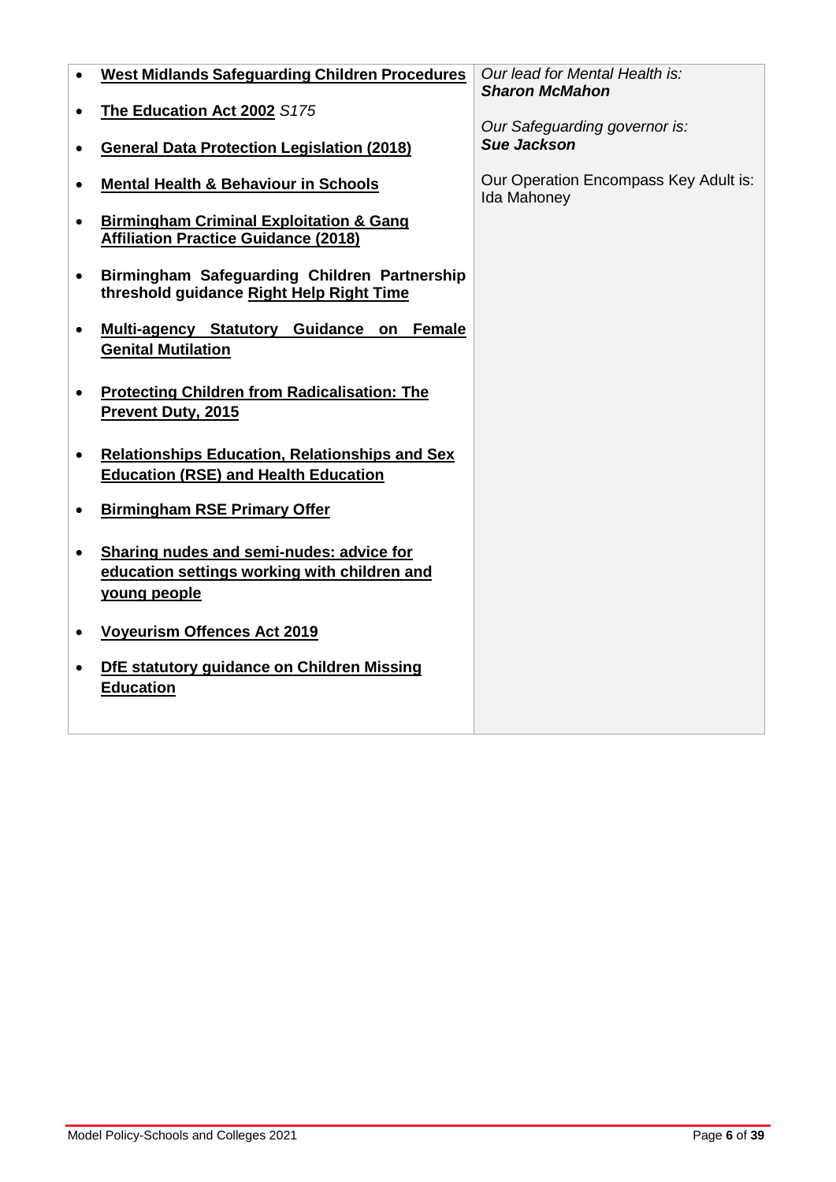| | |
|---|---|
| <ul><li>**West Midlands Safeguarding Children Procedures**</li><li>**The Education Act 2002** *S175*</li><li>**General Data Protection Legislation (2018)**</li><li>**Mental Health & Behaviour in Schools**</li><li>**Birmingham Criminal Exploitation & Gang Affiliation Practice Guidance (2018)**</li><li>**Birmingham Safeguarding Children Partnership threshold guidance Right Help Right Time**</li><li>**Multi-agency Statutory Guidance on Female Genital Mutilation**</li><li>**Protecting Children from Radicalisation: The Prevent Duty, 2015**</li><li>**Relationships Education, Relationships and Sex Education (RSE) and Health Education**</li><li>**Birmingham RSE Primary Offer**</li><li>**Sharing nudes and semi-nudes: advice for education settings working with children and young people**</li><li>**Voyeurism Offences Act 2019**</li><li>**DfE statutory guidance on Children Missing Education**</li></ul> | *Our lead for Mental Health is:* ***Sharon McMahon***<br><br>*Our Safeguarding governor is:* ***Sue Jackson***<br><br>Our Operation Encompass Key Adult is: Ida Mahoney |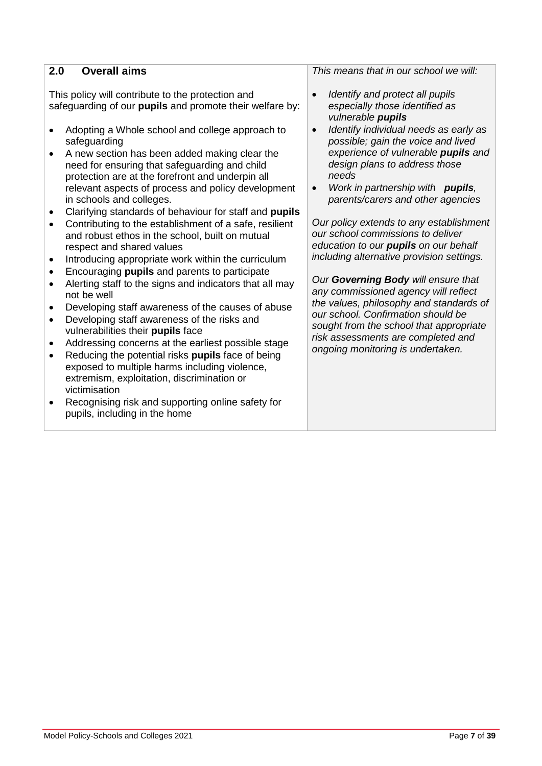## 2.0 Overall aims

This policy will contribute to the protection and safeguarding of our **pupils** and promote their welfare by:

- Adopting a Whole school and college approach to safeguarding
- A new section has been added making clear the need for ensuring that safeguarding and child protection are at the forefront and underpin all relevant aspects of process and policy development in schools and colleges.
- Clarifying standards of behaviour for staff and **pupils**
- Contributing to the establishment of a safe, resilient and robust ethos in the school, built on mutual respect and shared values
- Introducing appropriate work within the curriculum
- Encouraging **pupils** and parents to participate
- Alerting staff to the signs and indicators that all may not be well
- Developing staff awareness of the causes of abuse
- Developing staff awareness of the risks and vulnerabilities their **pupils** face
- Addressing concerns at the earliest possible stage
- Reducing the potential risks **pupils** face of being exposed to multiple harms including violence, extremism, exploitation, discrimination or victimisation
- Recognising risk and supporting online safety for pupils, including in the home

*This means that in our school we will:*

- *Identify and protect all pupils especially those identified as vulnerable **pupils***
- *Identify individual needs as early as possible; gain the voice and lived experience of vulnerable **pupils** and design plans to address those needs*
- *Work in partnership with **pupils**, parents/carers and other agencies*

*Our policy extends to any establishment our school commissions to deliver education to our **pupils** on our behalf including alternative provision settings.*

*Our **Governing Body** will ensure that any commissioned agency will reflect the values, philosophy and standards of our school. Confirmation should be sought from the school that appropriate risk assessments are completed and ongoing monitoring is undertaken.*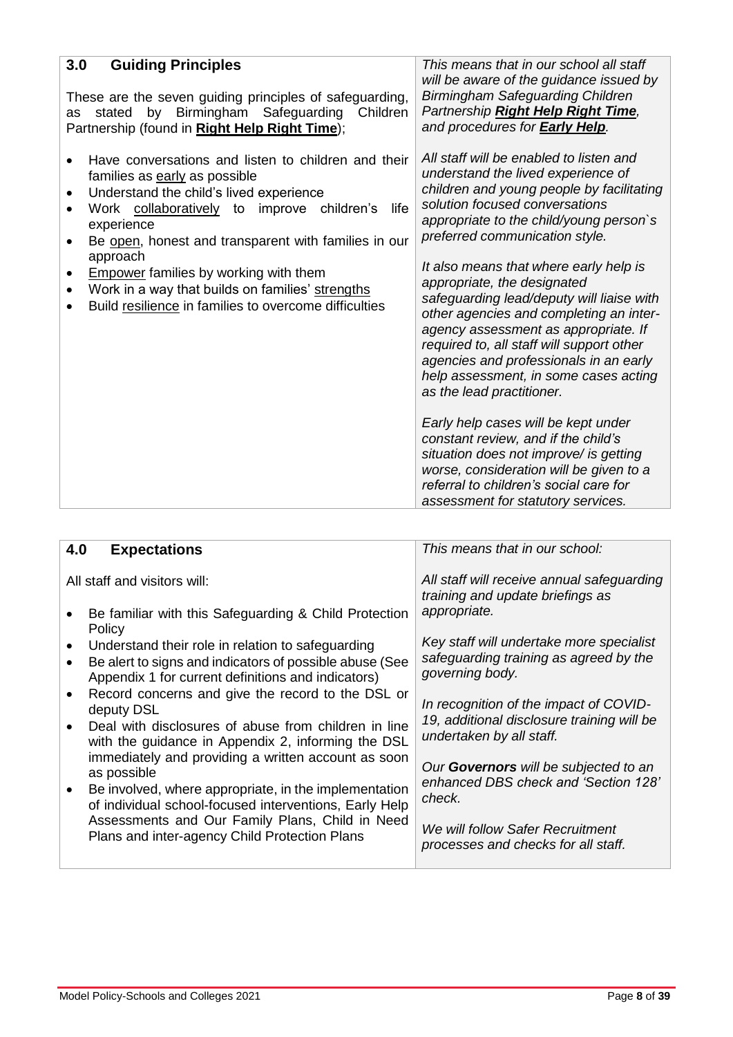## 3.0 Guiding Principles

These are the seven guiding principles of safeguarding, as stated by Birmingham Safeguarding Children Partnership (found in **Right Help Right Time**);

- Have conversations and listen to children and their families as early as possible
- Understand the child's lived experience
- Work collaboratively to improve children's life experience
- Be open, honest and transparent with families in our approach
- Empower families by working with them
- Work in a way that builds on families' strengths
- Build resilience in families to overcome difficulties

*This means that in our school all staff will be aware of the guidance issued by Birmingham Safeguarding Children Partnership **Right Help Right Time**, and procedures for **Early Help**.*

*All staff will be enabled to listen and understand the lived experience of children and young people by facilitating solution focused conversations appropriate to the child/young person`s preferred communication style.*

*It also means that where early help is appropriate, the designated safeguarding lead/deputy will liaise with other agencies and completing an inter-agency assessment as appropriate. If required to, all staff will support other agencies and professionals in an early help assessment, in some cases acting as the lead practitioner.*

*Early help cases will be kept under constant review, and if the child's situation does not improve/ is getting worse, consideration will be given to a referral to children's social care for assessment for statutory services.*

## 4.0 Expectations

All staff and visitors will:

- Be familiar with this Safeguarding & Child Protection Policy
- Understand their role in relation to safeguarding
- Be alert to signs and indicators of possible abuse (See Appendix 1 for current definitions and indicators)
- Record concerns and give the record to the DSL or deputy DSL
- Deal with disclosures of abuse from children in line with the guidance in Appendix 2, informing the DSL immediately and providing a written account as soon as possible
- Be involved, where appropriate, in the implementation of individual school-focused interventions, Early Help Assessments and Our Family Plans, Child in Need Plans and inter-agency Child Protection Plans

*This means that in our school:*

*All staff will receive annual safeguarding training and update briefings as appropriate.*

*Key staff will undertake more specialist safeguarding training as agreed by the governing body.*

*In recognition of the impact of COVID-19, additional disclosure training will be undertaken by all staff.*

*Our **Governors** will be subjected to an enhanced DBS check and 'Section 128' check.*

*We will follow Safer Recruitment processes and checks for all staff.*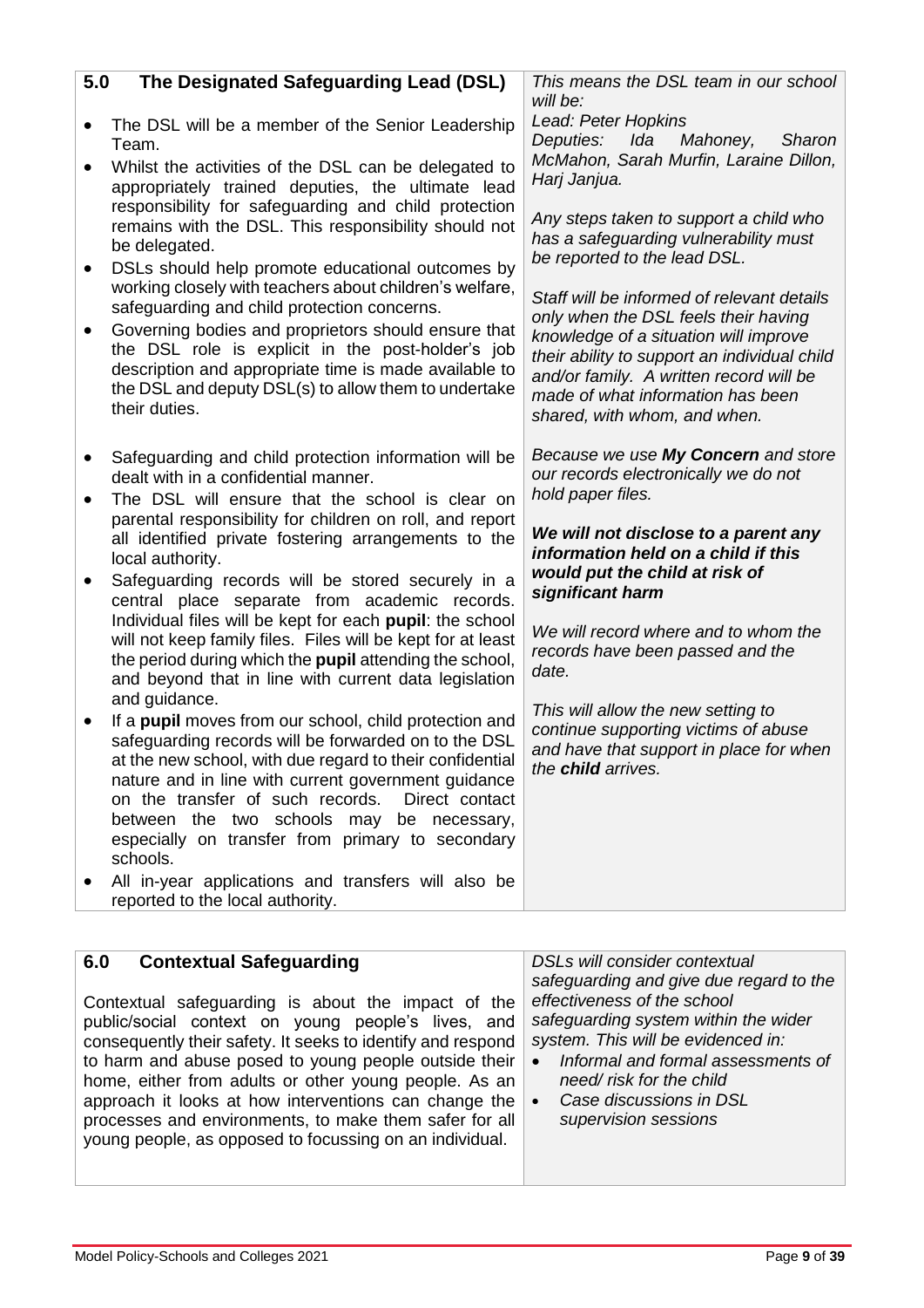## 5.0 The Designated Safeguarding Lead (DSL)

- The DSL will be a member of the Senior Leadership Team.
- Whilst the activities of the DSL can be delegated to appropriately trained deputies, the ultimate lead responsibility for safeguarding and child protection remains with the DSL. This responsibility should not be delegated.
- DSLs should help promote educational outcomes by working closely with teachers about children's welfare, safeguarding and child protection concerns.
- Governing bodies and proprietors should ensure that the DSL role is explicit in the post-holder's job description and appropriate time is made available to the DSL and deputy DSL(s) to allow them to undertake their duties.

*This means the DSL team in our school will be:*
*Lead: Peter Hopkins*
*Deputies: Ida Mahoney, Sharon McMahon, Sarah Murfin, Laraine Dillon, Harj Janjua.*

*Any steps taken to support a child who has a safeguarding vulnerability must be reported to the lead DSL.*

*Staff will be informed of relevant details only when the DSL feels their having knowledge of a situation will improve their ability to support an individual child and/or family. A written record will be made of what information has been shared, with whom, and when.*

- Safeguarding and child protection information will be dealt with in a confidential manner.
- The DSL will ensure that the school is clear on parental responsibility for children on roll, and report all identified private fostering arrangements to the local authority.
- Safeguarding records will be stored securely in a central place separate from academic records. Individual files will be kept for each **pupil**: the school will not keep family files. Files will be kept for at least the period during which the **pupil** attending the school, and beyond that in line with current data legislation and guidance.
- If a **pupil** moves from our school, child protection and safeguarding records will be forwarded on to the DSL at the new school, with due regard to their confidential nature and in line with current government guidance on the transfer of such records. Direct contact between the two schools may be necessary, especially on transfer from primary to secondary schools.
- All in-year applications and transfers will also be reported to the local authority.

*Because we use **My Concern** and store our records electronically we do not hold paper files.*

***We will not disclose to a parent any information held on a child if this would put the child at risk of significant harm***

*We will record where and to whom the records have been passed and the date.*

*This will allow the new setting to continue supporting victims of abuse and have that support in place for when the **child** arrives.*

## 6.0 Contextual Safeguarding

Contextual safeguarding is about the impact of the public/social context on young people's lives, and consequently their safety. It seeks to identify and respond to harm and abuse posed to young people outside their home, either from adults or other young people. As an approach it looks at how interventions can change the processes and environments, to make them safer for all young people, as opposed to focussing on an individual.

*DSLs will consider contextual safeguarding and give due regard to the effectiveness of the school safeguarding system within the wider system. This will be evidenced in:*

- *Informal and formal assessments of need/ risk for the child*
- *Case discussions in DSL supervision sessions*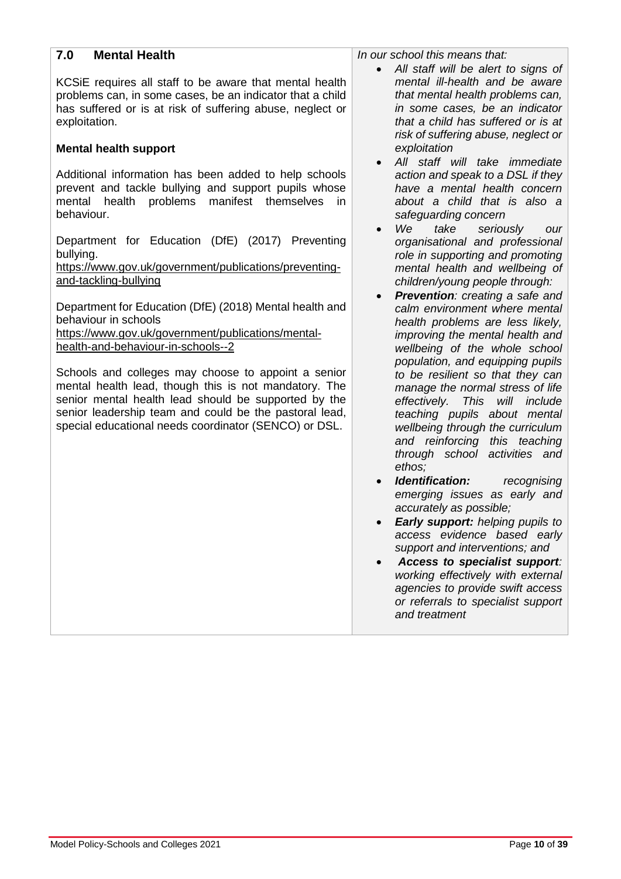## 7.0 Mental Health

KCSiE requires all staff to be aware that mental health problems can, in some cases, be an indicator that a child has suffered or is at risk of suffering abuse, neglect or exploitation.

### Mental health support

Additional information has been added to help schools prevent and tackle bullying and support pupils whose mental health problems manifest themselves in behaviour.

Department for Education (DfE) (2017) Preventing bullying.
[https://www.gov.uk/government/publications/preventing-and-tackling-bullying](https://www.gov.uk/government/publications/preventing-and-tackling-bullying)

Department for Education (DfE) (2018) Mental health and behaviour in schools
[https://www.gov.uk/government/publications/mental-health-and-behaviour-in-schools--2](https://www.gov.uk/government/publications/mental-health-and-behaviour-in-schools--2)

Schools and colleges may choose to appoint a senior mental health lead, though this is not mandatory. The senior mental health lead should be supported by the senior leadership team and could be the pastoral lead, special educational needs coordinator (SENCO) or DSL.

*In our school this means that:*

- *All staff will be alert to signs of mental ill-health and be aware that mental health problems can, in some cases, be an indicator that a child has suffered or is at risk of suffering abuse, neglect or exploitation*
- *All staff will take immediate action and speak to a DSL if they have a mental health concern about a child that is also a safeguarding concern*
- *We take seriously our organisational and professional role in supporting and promoting mental health and wellbeing of children/young people through:*
- ***Prevention**: creating a safe and calm environment where mental health problems are less likely, improving the mental health and wellbeing of the whole school population, and equipping pupils to be resilient so that they can manage the normal stress of life effectively. This will include teaching pupils about mental wellbeing through the curriculum and reinforcing this teaching through school activities and ethos;*
- ***Identification:** recognising emerging issues as early and accurately as possible;*
- ***Early support:** helping pupils to access evidence based early support and interventions; and*
- ***Access to specialist support**: working effectively with external agencies to provide swift access or referrals to specialist support and treatment*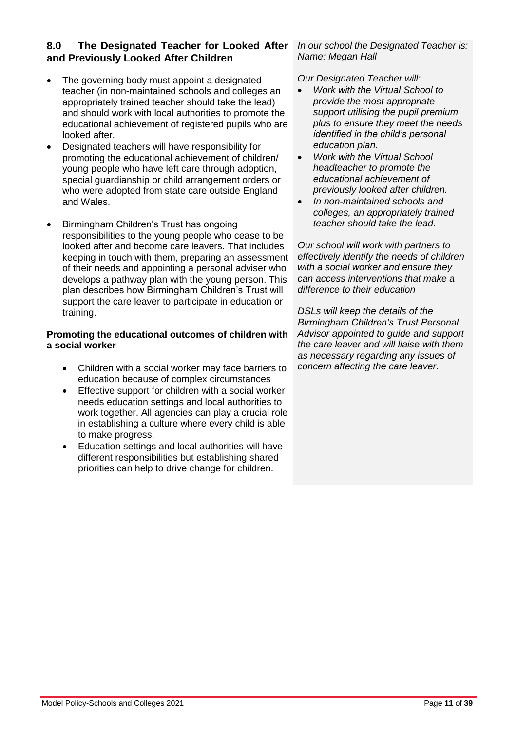## 8.0 The Designated Teacher for Looked After and Previously Looked After Children

- The governing body must appoint a designated teacher (in non-maintained schools and colleges an appropriately trained teacher should take the lead) and should work with local authorities to promote the educational achievement of registered pupils who are looked after.
- Designated teachers will have responsibility for promoting the educational achievement of children/ young people who have left care through adoption, special guardianship or child arrangement orders or who were adopted from state care outside England and Wales.
- Birmingham Children's Trust has ongoing responsibilities to the young people who cease to be looked after and become care leavers. That includes keeping in touch with them, preparing an assessment of their needs and appointing a personal adviser who develops a pathway plan with the young person. This plan describes how Birmingham Children's Trust will support the care leaver to participate in education or training.

**Promoting the educational outcomes of children with a social worker**

- Children with a social worker may face barriers to education because of complex circumstances
- Effective support for children with a social worker needs education settings and local authorities to work together. All agencies can play a crucial role in establishing a culture where every child is able to make progress.
- Education settings and local authorities will have different responsibilities but establishing shared priorities can help to drive change for children.

*In our school the Designated Teacher is:*
*Name: Megan Hall*

*Our Designated Teacher will:*

- *Work with the Virtual School to provide the most appropriate support utilising the pupil premium plus to ensure they meet the needs identified in the child's personal education plan.*
- *Work with the Virtual School headteacher to promote the educational achievement of previously looked after children.*
- *In non-maintained schools and colleges, an appropriately trained teacher should take the lead.*

*Our school will work with partners to effectively identify the needs of children with a social worker and ensure they can access interventions that make a difference to their education*

*DSLs will keep the details of the Birmingham Children's Trust Personal Advisor appointed to guide and support the care leaver and will liaise with them as necessary regarding any issues of concern affecting the care leaver.*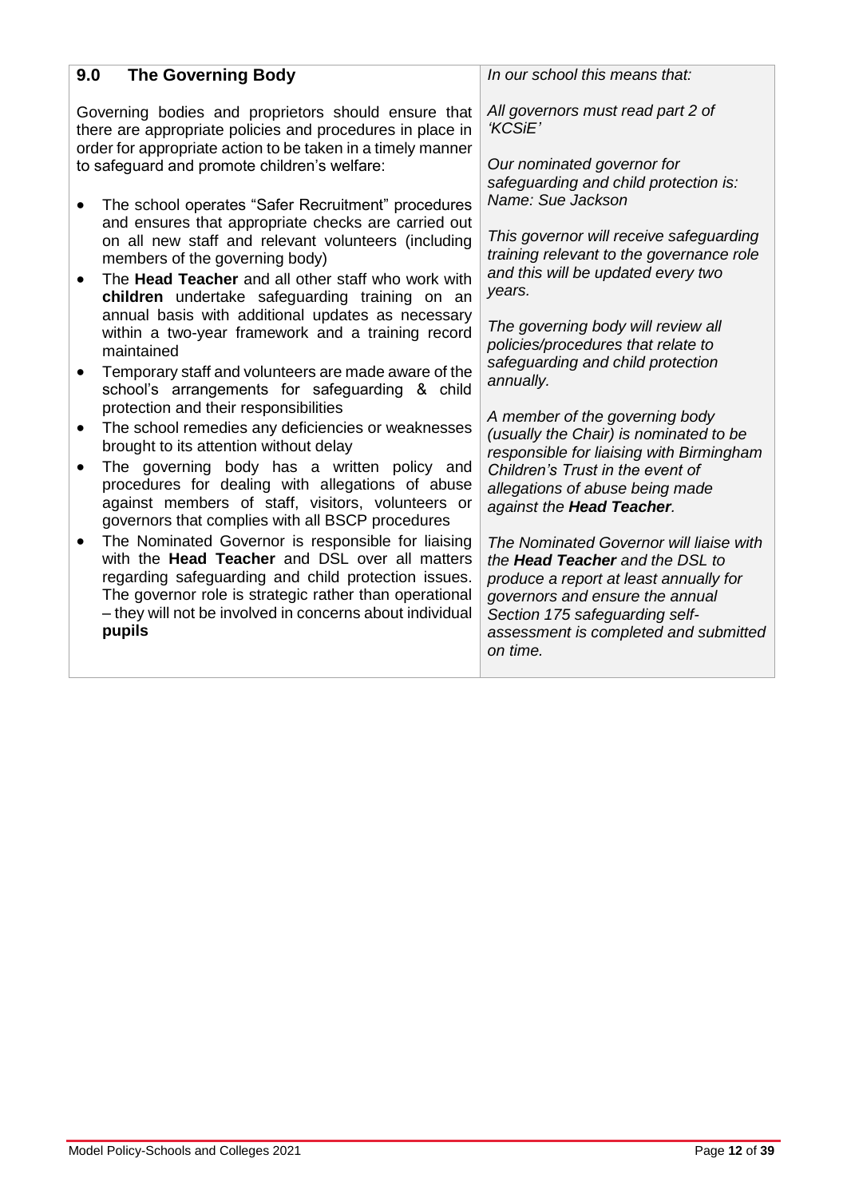| 9.0 **The Governing Body** | *In our school this means that:* |
|---|---|
| Governing bodies and proprietors should ensure that there are appropriate policies and procedures in place in order for appropriate action to be taken in a timely manner to safeguard and promote children's welfare:<br><br>• The school operates "Safer Recruitment" procedures and ensures that appropriate checks are carried out on all new staff and relevant volunteers (including members of the governing body)<br>• The **Head Teacher** and all other staff who work with **children** undertake safeguarding training on an annual basis with additional updates as necessary within a two-year framework and a training record maintained<br>• Temporary staff and volunteers are made aware of the school's arrangements for safeguarding & child protection and their responsibilities<br>• The school remedies any deficiencies or weaknesses brought to its attention without delay<br>• The governing body has a written policy and procedures for dealing with allegations of abuse against members of staff, visitors, volunteers or governors that complies with all BSCP procedures<br>• The Nominated Governor is responsible for liaising with the **Head Teacher** and DSL over all matters regarding safeguarding and child protection issues. The governor role is strategic rather than operational – they will not be involved in concerns about individual **pupils** | *All governors must read part 2 of 'KCSiE'*<br><br>*Our nominated governor for safeguarding and child protection is: Name: Sue Jackson*<br><br>*This governor will receive safeguarding training relevant to the governance role and this will be updated every two years.*<br><br>*The governing body will review all policies/procedures that relate to safeguarding and child protection annually.*<br><br>*A member of the governing body (usually the Chair) is nominated to be responsible for liaising with Birmingham Children's Trust in the event of allegations of abuse being made against the **Head Teacher**.*<br><br>*The Nominated Governor will liaise with the **Head Teacher** and the DSL to produce a report at least annually for governors and ensure the annual Section 175 safeguarding self-assessment is completed and submitted on time.* |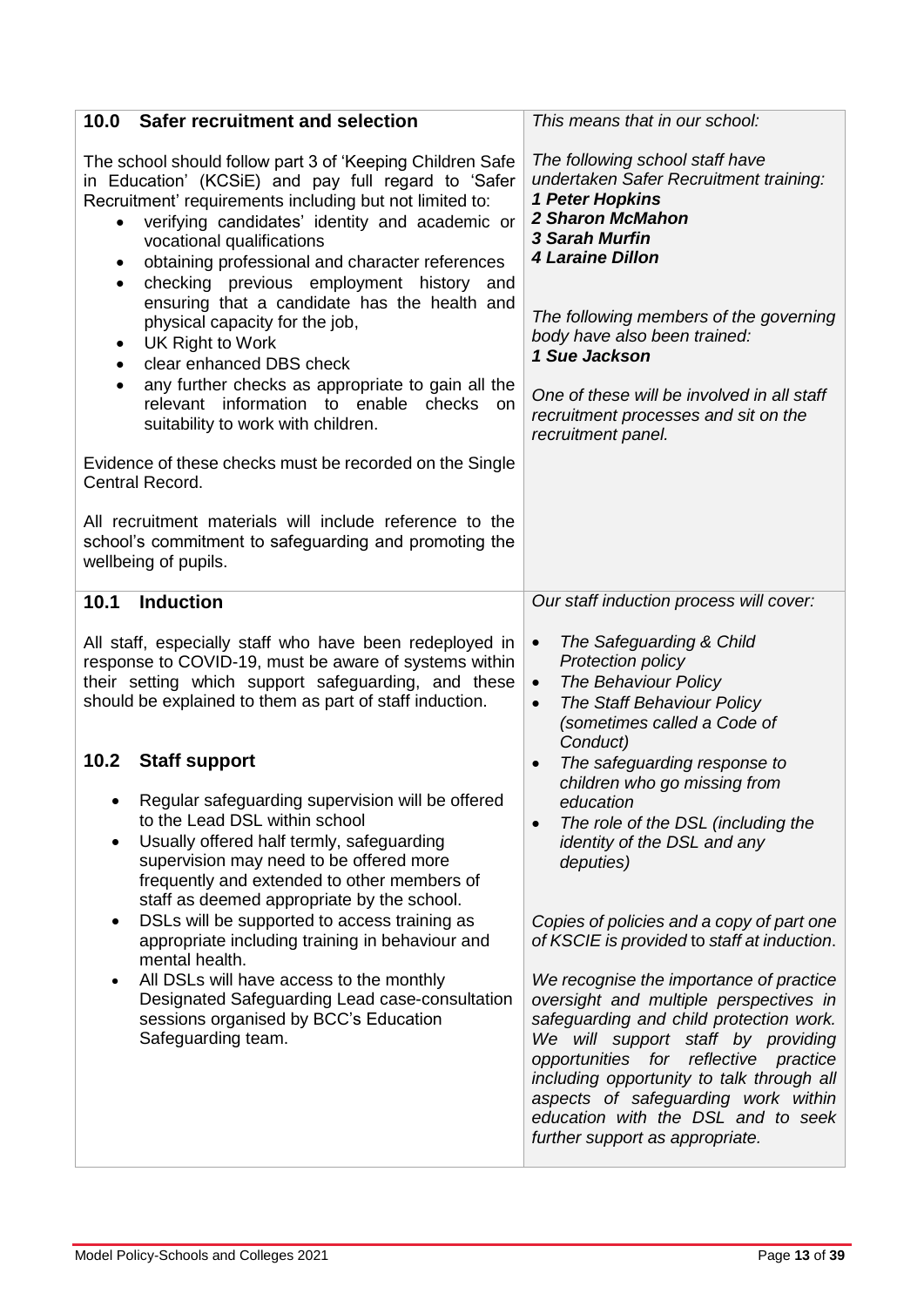## 10.0 Safer recruitment and selection

The school should follow part 3 of 'Keeping Children Safe in Education' (KCSiE) and pay full regard to 'Safer Recruitment' requirements including but not limited to:

- verifying candidates' identity and academic or vocational qualifications
- obtaining professional and character references
- checking previous employment history and ensuring that a candidate has the health and physical capacity for the job,
- UK Right to Work
- clear enhanced DBS check
- any further checks as appropriate to gain all the relevant information to enable checks on suitability to work with children.

Evidence of these checks must be recorded on the Single Central Record.

All recruitment materials will include reference to the school's commitment to safeguarding and promoting the wellbeing of pupils.

*This means that in our school:*

*The following school staff have undertaken Safer Recruitment training:*
***1 Peter Hopkins***
***2 Sharon McMahon***
***3 Sarah Murfin***
***4 Laraine Dillon***

*The following members of the governing body have also been trained:*
***1 Sue Jackson***

*One of these will be involved in all staff recruitment processes and sit on the recruitment panel.*

## 10.1 Induction

All staff, especially staff who have been redeployed in response to COVID-19, must be aware of systems within their setting which support safeguarding, and these should be explained to them as part of staff induction.

## 10.2 Staff support

- Regular safeguarding supervision will be offered to the Lead DSL within school
- Usually offered half termly, safeguarding supervision may need to be offered more frequently and extended to other members of staff as deemed appropriate by the school.
- DSLs will be supported to access training as appropriate including training in behaviour and mental health.
- All DSLs will have access to the monthly Designated Safeguarding Lead case-consultation sessions organised by BCC's Education Safeguarding team.

*Our staff induction process will cover:*

- *The Safeguarding & Child Protection policy*
- *The Behaviour Policy*
- *The Staff Behaviour Policy (sometimes called a Code of Conduct)*
- *The safeguarding response to children who go missing from education*
- *The role of the DSL (including the identity of the DSL and any deputies)*

*Copies of policies and a copy of part one of KSCIE is provided* to *staff at induction*.

*We recognise the importance of practice oversight and multiple perspectives in safeguarding and child protection work. We will support staff by providing opportunities for reflective practice including opportunity to talk through all aspects of safeguarding work within education with the DSL and to seek further support as appropriate.*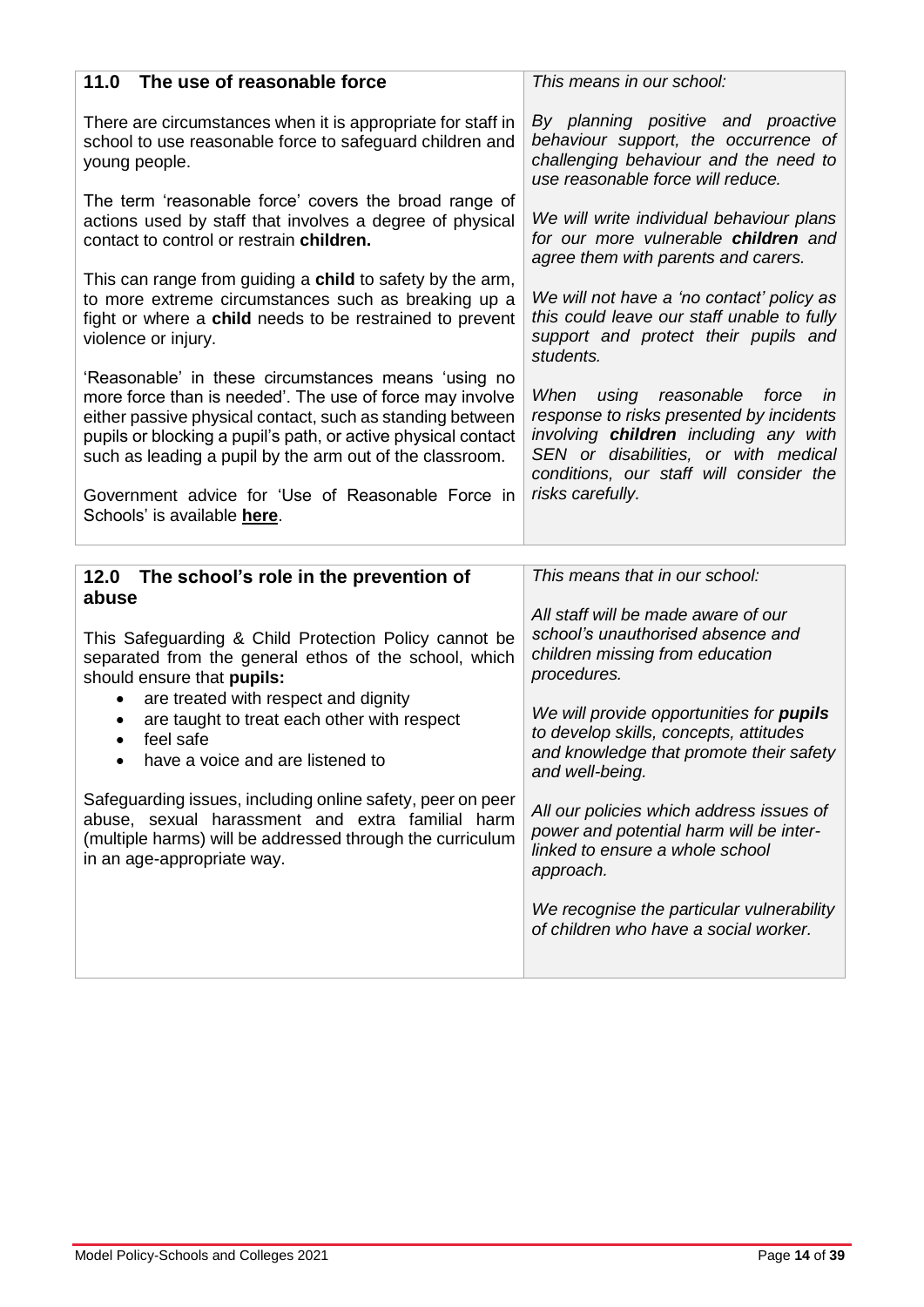| 11.0 The use of reasonable force | *This means in our school:* |
| --- | --- |
| There are circumstances when it is appropriate for staff in school to use reasonable force to safeguard children and young people.<br><br>The term 'reasonable force' covers the broad range of actions used by staff that involves a degree of physical contact to control or restrain **children.**<br><br>This can range from guiding a **child** to safety by the arm, to more extreme circumstances such as breaking up a fight or where a **child** needs to be restrained to prevent violence or injury.<br><br>'Reasonable' in these circumstances means 'using no more force than is needed'. The use of force may involve either passive physical contact, such as standing between pupils or blocking a pupil's path, or active physical contact such as leading a pupil by the arm out of the classroom.<br><br>Government advice for 'Use of Reasonable Force in Schools' is available **here**. | *By planning positive and proactive behaviour support, the occurrence of challenging behaviour and the need to use reasonable force will reduce.*<br><br>*We will write individual behaviour plans for our more vulnerable* ***children*** *and agree them with parents and carers.*<br><br>*We will not have a 'no contact' policy as this could leave our staff unable to fully support and protect their pupils and students.*<br><br>*When using reasonable force in response to risks presented by incidents involving* ***children*** *including any with SEN or disabilities, or with medical conditions, our staff will consider the risks carefully.* |

| 12.0 The school's role in the prevention of abuse | *This means that in our school:* |
| --- | --- |
| This Safeguarding & Child Protection Policy cannot be separated from the general ethos of the school, which should ensure that **pupils:**<br>• are treated with respect and dignity<br>• are taught to treat each other with respect<br>• feel safe<br>• have a voice and are listened to<br><br>Safeguarding issues, including online safety, peer on peer abuse, sexual harassment and extra familial harm (multiple harms) will be addressed through the curriculum in an age-appropriate way. | *All staff will be made aware of our school's unauthorised absence and children missing from education procedures.*<br><br>*We will provide opportunities for* ***pupils*** *to develop skills, concepts, attitudes and knowledge that promote their safety and well-being.*<br><br>*All our policies which address issues of power and potential harm will be inter-linked to ensure a whole school approach.*<br><br>*We recognise the particular vulnerability of children who have a social worker.* |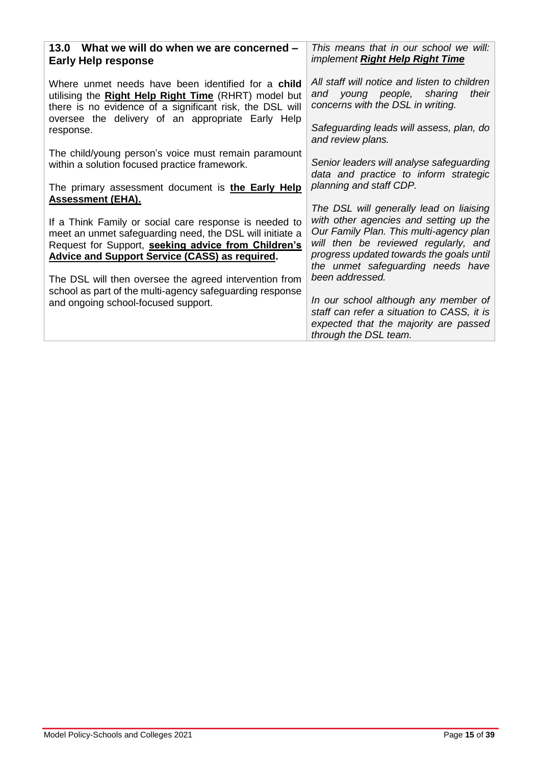| **13.0 What we will do when we are concerned – Early Help response** | *This means that in our school we will: implement* ***Right Help Right Time*** |
|---|---|
| Where unmet needs have been identified for a **child** utilising the **Right Help Right Time** (RHRT) model but there is no evidence of a significant risk, the DSL will oversee the delivery of an appropriate Early Help response.<br><br>The child/young person's voice must remain paramount within a solution focused practice framework.<br><br>The primary assessment document is **the Early Help Assessment (EHA).**<br><br>If a Think Family or social care response is needed to meet an unmet safeguarding need, the DSL will initiate a Request for Support, **seeking advice from Children's Advice and Support Service (CASS) as required**.<br><br>The DSL will then oversee the agreed intervention from school as part of the multi-agency safeguarding response and ongoing school-focused support. | *All staff will notice and listen to children and young people, sharing their concerns with the DSL in writing.*<br><br>*Safeguarding leads will assess, plan, do and review plans.*<br><br>*Senior leaders will analyse safeguarding data and practice to inform strategic planning and staff CDP.*<br><br>*The DSL will generally lead on liaising with other agencies and setting up the Our Family Plan. This multi-agency plan will then be reviewed regularly, and progress updated towards the goals until the unmet safeguarding needs have been addressed.*<br><br>*In our school although any member of staff can refer a situation to CASS, it is expected that the majority are passed through the DSL team.* |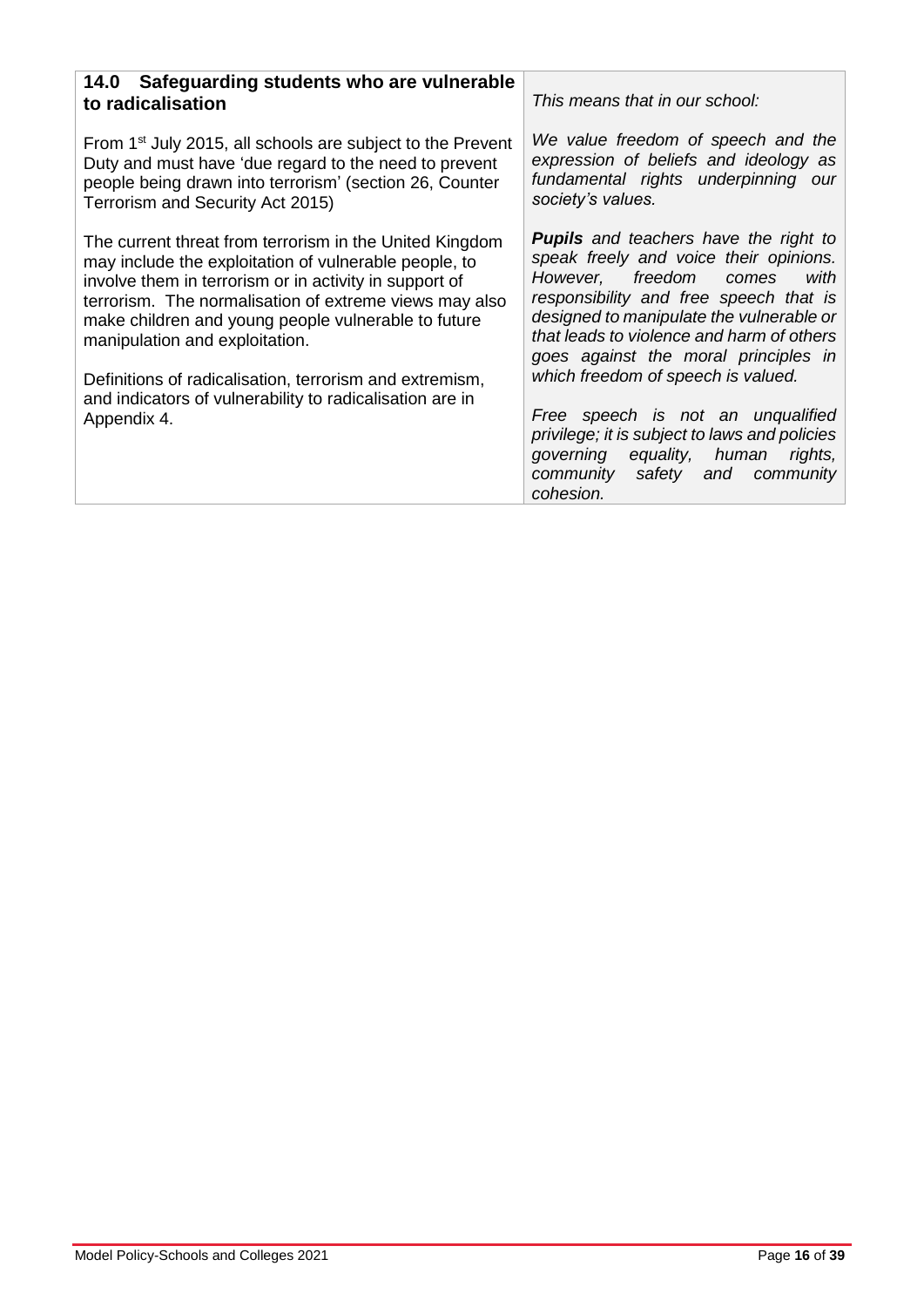## 14.0 Safeguarding students who are vulnerable to radicalisation

From 1st July 2015, all schools are subject to the Prevent Duty and must have 'due regard to the need to prevent people being drawn into terrorism' (section 26, Counter Terrorism and Security Act 2015)

The current threat from terrorism in the United Kingdom may include the exploitation of vulnerable people, to involve them in terrorism or in activity in support of terrorism. The normalisation of extreme views may also make children and young people vulnerable to future manipulation and exploitation.

Definitions of radicalisation, terrorism and extremism, and indicators of vulnerability to radicalisation are in Appendix 4.

*This means that in our school:*

*We value freedom of speech and the expression of beliefs and ideology as fundamental rights underpinning our society's values.*

***Pupils** and teachers have the right to speak freely and voice their opinions. However, freedom comes with responsibility and free speech that is designed to manipulate the vulnerable or that leads to violence and harm of others goes against the moral principles in which freedom of speech is valued.*

*Free speech is not an unqualified privilege; it is subject to laws and policies governing equality, human rights, community safety and community cohesion.*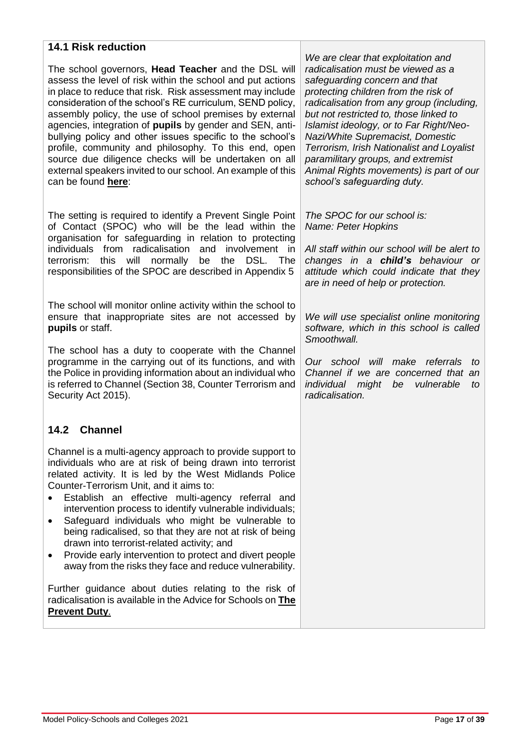### 14.1 Risk reduction

The school governors, **Head Teacher** and the DSL will assess the level of risk within the school and put actions in place to reduce that risk. Risk assessment may include consideration of the school's RE curriculum, SEND policy, assembly policy, the use of school premises by external agencies, integration of **pupils** by gender and SEN, anti-bullying policy and other issues specific to the school's profile, community and philosophy. To this end, open source due diligence checks will be undertaken on all external speakers invited to our school. An example of this can be found **here**:

*We are clear that exploitation and radicalisation must be viewed as a safeguarding concern and that protecting children from the risk of radicalisation from any group (including, but not restricted to, those linked to Islamist ideology, or to Far Right/Neo-Nazi/White Supremacist, Domestic Terrorism, Irish Nationalist and Loyalist paramilitary groups, and extremist Animal Rights movements) is part of our school's safeguarding duty.*

The setting is required to identify a Prevent Single Point of Contact (SPOC) who will be the lead within the organisation for safeguarding in relation to protecting individuals from radicalisation and involvement in terrorism: this will normally be the DSL. The responsibilities of the SPOC are described in Appendix 5

*The SPOC for our school is:*
*Name: Peter Hopkins*

*All staff within our school will be alert to changes in a **child's** behaviour or attitude which could indicate that they are in need of help or protection.*

The school will monitor online activity within the school to ensure that inappropriate sites are not accessed by **pupils** or staff.

*We will use specialist online monitoring software, which in this school is called Smoothwall.*

The school has a duty to cooperate with the Channel programme in the carrying out of its functions, and with the Police in providing information about an individual who is referred to Channel (Section 38, Counter Terrorism and Security Act 2015).

*Our school will make referrals to Channel if we are concerned that an individual might be vulnerable to radicalisation.*

### 14.2 Channel

Channel is a multi-agency approach to provide support to individuals who are at risk of being drawn into terrorist related activity. It is led by the West Midlands Police Counter-Terrorism Unit, and it aims to:

- Establish an effective multi-agency referral and intervention process to identify vulnerable individuals;
- Safeguard individuals who might be vulnerable to being radicalised, so that they are not at risk of being drawn into terrorist-related activity; and
- Provide early intervention to protect and divert people away from the risks they face and reduce vulnerability.

Further guidance about duties relating to the risk of radicalisation is available in the Advice for Schools on **The Prevent Duty**.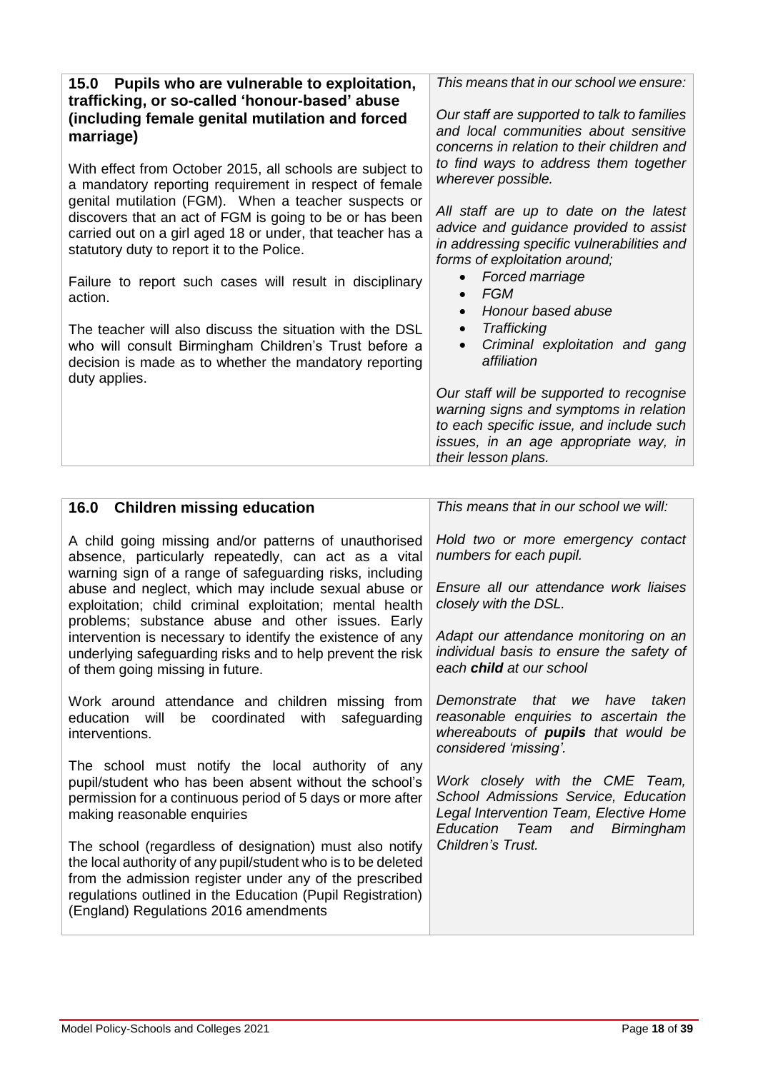## 15.0 Pupils who are vulnerable to exploitation, trafficking, or so-called 'honour-based' abuse (including female genital mutilation and forced marriage)

With effect from October 2015, all schools are subject to a mandatory reporting requirement in respect of female genital mutilation (FGM). When a teacher suspects or discovers that an act of FGM is going to be or has been carried out on a girl aged 18 or under, that teacher has a statutory duty to report it to the Police.

Failure to report such cases will result in disciplinary action.

The teacher will also discuss the situation with the DSL who will consult Birmingham Children's Trust before a decision is made as to whether the mandatory reporting duty applies.

*This means that in our school we ensure:*

*Our staff are supported to talk to families and local communities about sensitive concerns in relation to their children and to find ways to address them together wherever possible.*

*All staff are up to date on the latest advice and guidance provided to assist in addressing specific vulnerabilities and forms of exploitation around;*

- *Forced marriage*
- *FGM*
- *Honour based abuse*
- *Trafficking*
- *Criminal exploitation and gang affiliation*

*Our staff will be supported to recognise warning signs and symptoms in relation to each specific issue, and include such issues, in an age appropriate way, in their lesson plans.*

## 16.0 Children missing education

A child going missing and/or patterns of unauthorised absence, particularly repeatedly, can act as a vital warning sign of a range of safeguarding risks, including abuse and neglect, which may include sexual abuse or exploitation; child criminal exploitation; mental health problems; substance abuse and other issues. Early intervention is necessary to identify the existence of any underlying safeguarding risks and to help prevent the risk of them going missing in future.

Work around attendance and children missing from education will be coordinated with safeguarding interventions.

The school must notify the local authority of any pupil/student who has been absent without the school's permission for a continuous period of 5 days or more after making reasonable enquiries

The school (regardless of designation) must also notify the local authority of any pupil/student who is to be deleted from the admission register under any of the prescribed regulations outlined in the Education (Pupil Registration) (England) Regulations 2016 amendments

*This means that in our school we will:*

*Hold two or more emergency contact numbers for each pupil.*

*Ensure all our attendance work liaises closely with the DSL.*

*Adapt our attendance monitoring on an individual basis to ensure the safety of each* ***child*** *at our school*

*Demonstrate that we have taken reasonable enquiries to ascertain the whereabouts of* ***pupils*** *that would be considered 'missing'.*

*Work closely with the CME Team, School Admissions Service, Education Legal Intervention Team, Elective Home Education Team and Birmingham Children's Trust.*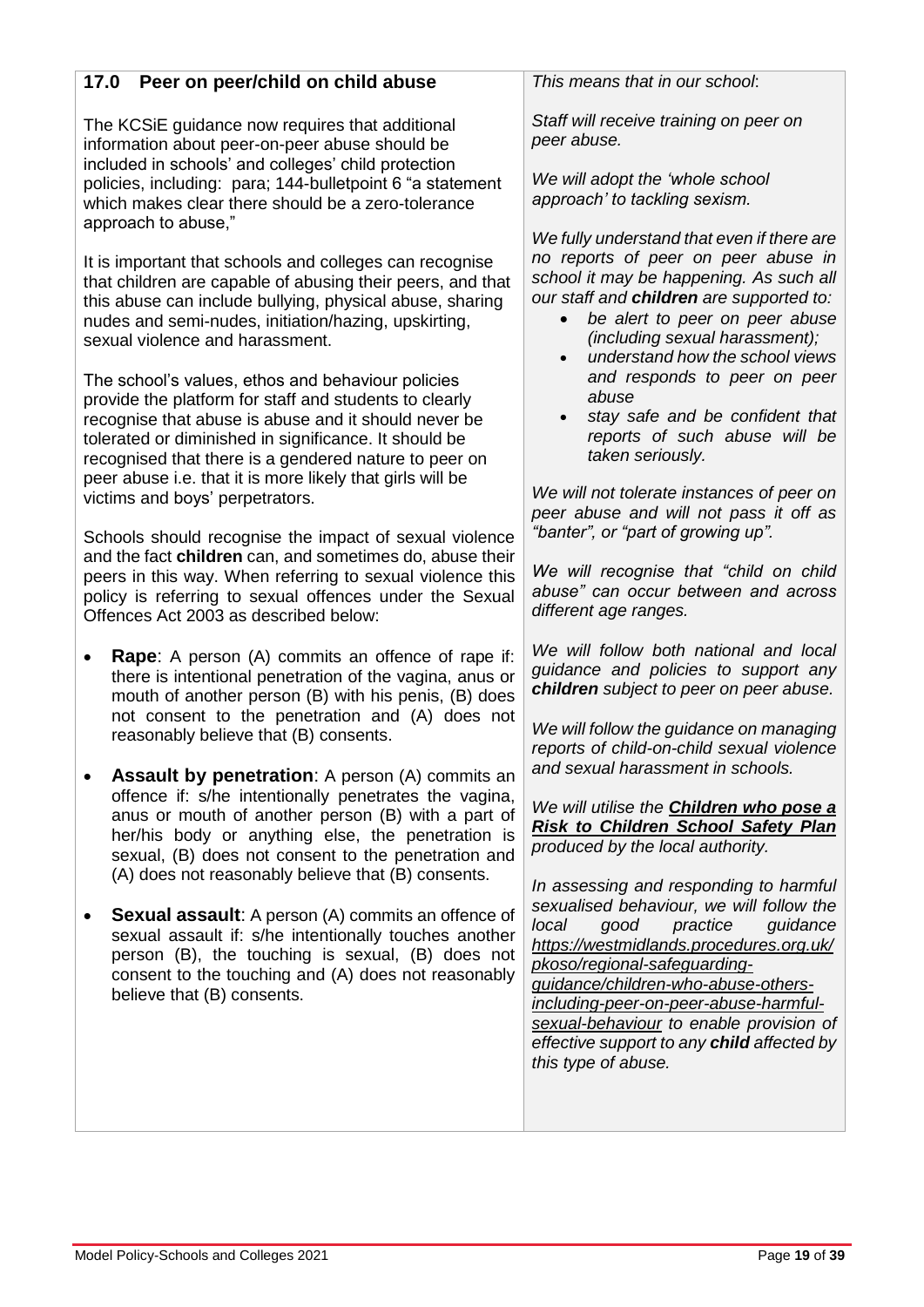## 17.0 Peer on peer/child on child abuse

The KCSiE guidance now requires that additional information about peer-on-peer abuse should be included in schools' and colleges' child protection policies, including: para; 144-bulletpoint 6 "a statement which makes clear there should be a zero-tolerance approach to abuse,"

It is important that schools and colleges can recognise that children are capable of abusing their peers, and that this abuse can include bullying, physical abuse, sharing nudes and semi-nudes, initiation/hazing, upskirting, sexual violence and harassment.

The school's values, ethos and behaviour policies provide the platform for staff and students to clearly recognise that abuse is abuse and it should never be tolerated or diminished in significance. It should be recognised that there is a gendered nature to peer on peer abuse i.e. that it is more likely that girls will be victims and boys' perpetrators.

Schools should recognise the impact of sexual violence and the fact **children** can, and sometimes do, abuse their peers in this way. When referring to sexual violence this policy is referring to sexual offences under the Sexual Offences Act 2003 as described below:

- **Rape**: A person (A) commits an offence of rape if: there is intentional penetration of the vagina, anus or mouth of another person (B) with his penis, (B) does not consent to the penetration and (A) does not reasonably believe that (B) consents.
- **Assault by penetration**: A person (A) commits an offence if: s/he intentionally penetrates the vagina, anus or mouth of another person (B) with a part of her/his body or anything else, the penetration is sexual, (B) does not consent to the penetration and (A) does not reasonably believe that (B) consents.
- **Sexual assault**: A person (A) commits an offence of sexual assault if: s/he intentionally touches another person (B), the touching is sexual, (B) does not consent to the touching and (A) does not reasonably believe that (B) consents.

*This means that in our school*:

*Staff will receive training on peer on peer abuse.*

*We will adopt the 'whole school approach' to tackling sexism.*

*We fully understand that even if there are no reports of peer on peer abuse in school it may be happening. As such all our staff and **children** are supported to:*

- *be alert to peer on peer abuse (including sexual harassment);*
- *understand how the school views and responds to peer on peer abuse*
- *stay safe and be confident that reports of such abuse will be taken seriously.*

*We will not tolerate instances of peer on peer abuse and will not pass it off as "banter", or "part of growing up".*

*We will recognise that "child on child abuse" can occur between and across different age ranges.*

*We will follow both national and local guidance and policies to support any **children** subject to peer on peer abuse.*

*We will follow the guidance on managing reports of child-on-child sexual violence and sexual harassment in schools.*

*We will utilise the **Children who pose a Risk to Children School Safety Plan** produced by the local authority.*

*In assessing and responding to harmful sexualised behaviour, we will follow the local good practice guidance https://westmidlands.procedures.org.uk/pkoso/regional-safeguarding-guidance/children-who-abuse-others-including-peer-on-peer-abuse-harmful-sexual-behaviour to enable provision of effective support to any **child** affected by this type of abuse.*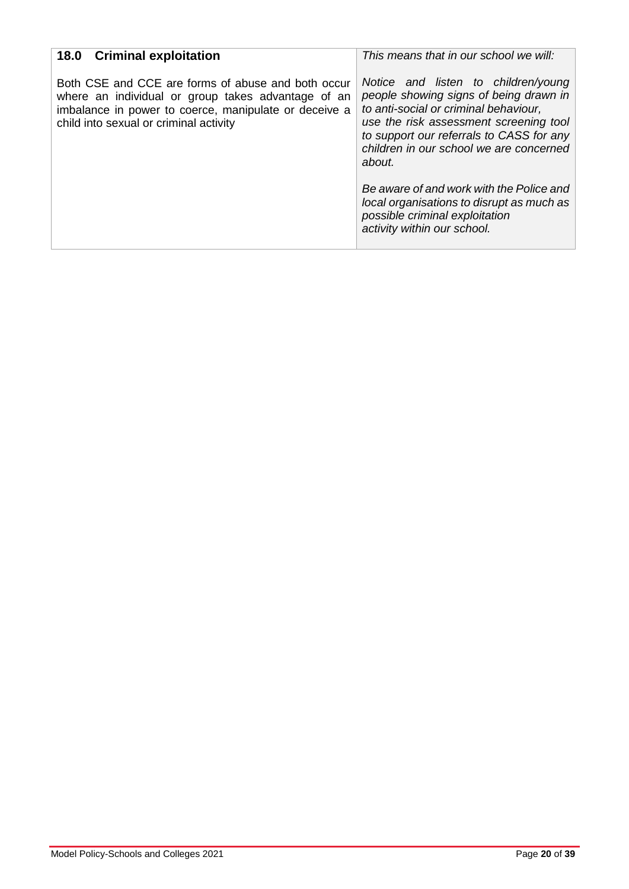| **18.0 Criminal exploitation** | *This means that in our school we will:* |
| --- | --- |
| Both CSE and CCE are forms of abuse and both occur where an individual or group takes advantage of an imbalance in power to coerce, manipulate or deceive a child into sexual or criminal activity | *Notice and listen to children/young people showing signs of being drawn in to anti-social or criminal behaviour, use the risk assessment screening tool to support our referrals to CASS for any children in our school we are concerned about.*<br><br>*Be aware of and work with the Police and local organisations to disrupt as much as possible criminal exploitation activity within our school.* |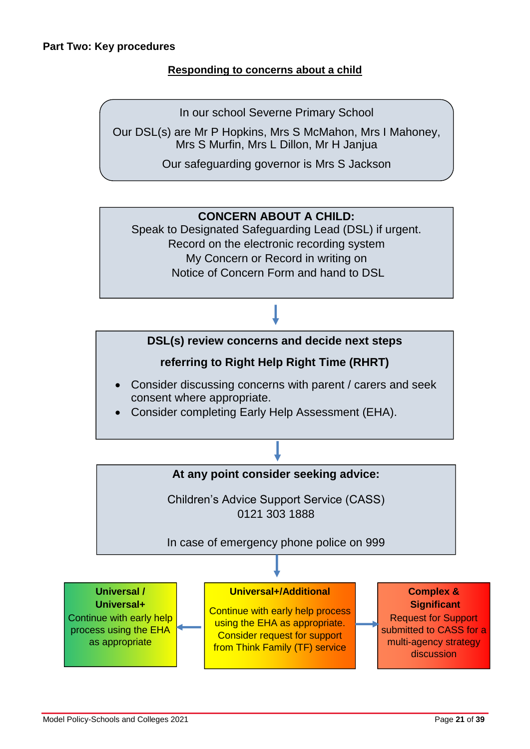**Part Two: Key procedures**

## Responding to concerns about a child

In our school Severne Primary School

Our DSL(s) are Mr P Hopkins, Mrs S McMahon, Mrs I Mahoney, Mrs S Murfin, Mrs L Dillon, Mr H Janjua

Our safeguarding governor is Mrs S Jackson

**CONCERN ABOUT A CHILD:**
Speak to Designated Safeguarding Lead (DSL) if urgent.
Record on the electronic recording system
My Concern or Record in writing on
Notice of Concern Form and hand to DSL

**DSL(s) review concerns and decide next steps**

**referring to Right Help Right Time (RHRT)**

- Consider discussing concerns with parent / carers and seek consent where appropriate.
- Consider completing Early Help Assessment (EHA).

**At any point consider seeking advice:**

Children's Advice Support Service (CASS)
0121 303 1888

In case of emergency phone police on 999

**Universal / Universal+**
Continue with early help process using the EHA as appropriate

**Universal+/Additional**
Continue with early help process using the EHA as appropriate. Consider request for support from Think Family (TF) service

**Complex & Significant**
Request for Support submitted to CASS for a multi-agency strategy discussion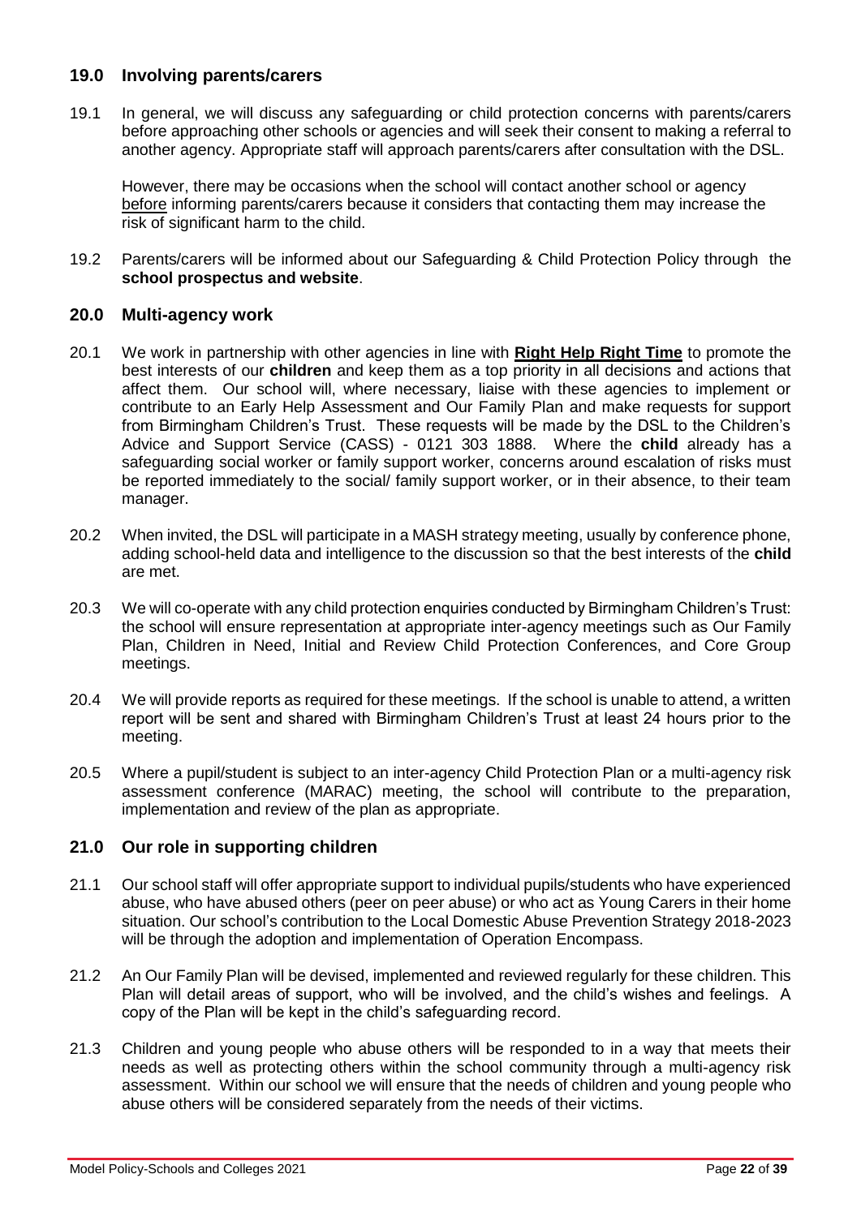## 19.0 Involving parents/carers

19.1 In general, we will discuss any safeguarding or child protection concerns with parents/carers before approaching other schools or agencies and will seek their consent to making a referral to another agency. Appropriate staff will approach parents/carers after consultation with the DSL.

However, there may be occasions when the school will contact another school or agency before informing parents/carers because it considers that contacting them may increase the risk of significant harm to the child.

19.2 Parents/carers will be informed about our Safeguarding & Child Protection Policy through the **school prospectus and website**.

## 20.0 Multi-agency work

20.1 We work in partnership with other agencies in line with **Right Help Right Time** to promote the best interests of our **children** and keep them as a top priority in all decisions and actions that affect them. Our school will, where necessary, liaise with these agencies to implement or contribute to an Early Help Assessment and Our Family Plan and make requests for support from Birmingham Children's Trust. These requests will be made by the DSL to the Children's Advice and Support Service (CASS) - 0121 303 1888. Where the **child** already has a safeguarding social worker or family support worker, concerns around escalation of risks must be reported immediately to the social/ family support worker, or in their absence, to their team manager.

20.2 When invited, the DSL will participate in a MASH strategy meeting, usually by conference phone, adding school-held data and intelligence to the discussion so that the best interests of the **child** are met.

20.3 We will co-operate with any child protection enquiries conducted by Birmingham Children's Trust: the school will ensure representation at appropriate inter-agency meetings such as Our Family Plan, Children in Need, Initial and Review Child Protection Conferences, and Core Group meetings.

20.4 We will provide reports as required for these meetings. If the school is unable to attend, a written report will be sent and shared with Birmingham Children's Trust at least 24 hours prior to the meeting.

20.5 Where a pupil/student is subject to an inter-agency Child Protection Plan or a multi-agency risk assessment conference (MARAC) meeting, the school will contribute to the preparation, implementation and review of the plan as appropriate.

## 21.0 Our role in supporting children

21.1 Our school staff will offer appropriate support to individual pupils/students who have experienced abuse, who have abused others (peer on peer abuse) or who act as Young Carers in their home situation. Our school's contribution to the Local Domestic Abuse Prevention Strategy 2018-2023 will be through the adoption and implementation of Operation Encompass.

21.2 An Our Family Plan will be devised, implemented and reviewed regularly for these children. This Plan will detail areas of support, who will be involved, and the child's wishes and feelings. A copy of the Plan will be kept in the child's safeguarding record.

21.3 Children and young people who abuse others will be responded to in a way that meets their needs as well as protecting others within the school community through a multi-agency risk assessment. Within our school we will ensure that the needs of children and young people who abuse others will be considered separately from the needs of their victims.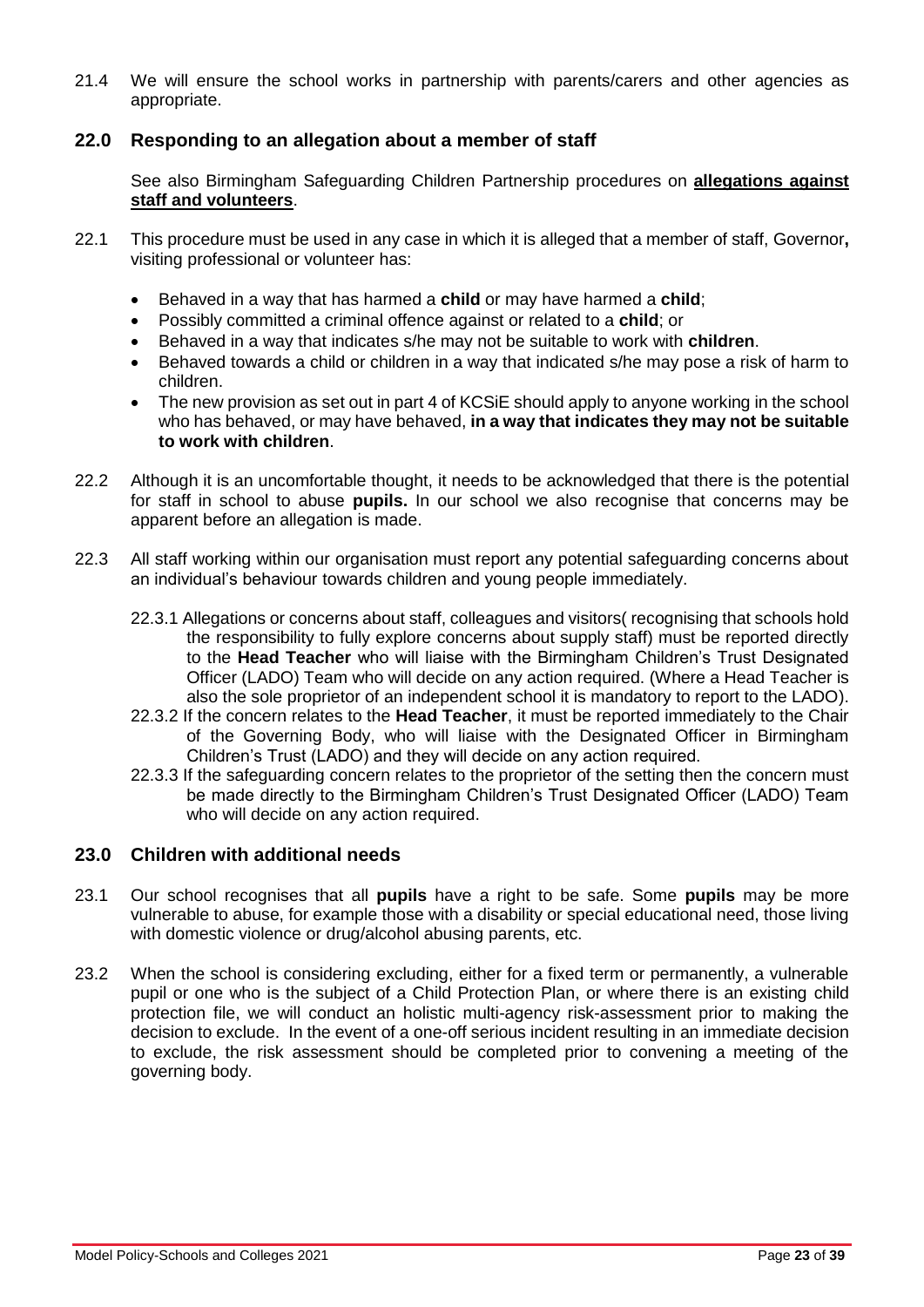21.4 We will ensure the school works in partnership with parents/carers and other agencies as appropriate.

## 22.0 Responding to an allegation about a member of staff

See also Birmingham Safeguarding Children Partnership procedures on **allegations against staff and volunteers**.

22.1 This procedure must be used in any case in which it is alleged that a member of staff, Governor**,** visiting professional or volunteer has:

- Behaved in a way that has harmed a **child** or may have harmed a **child**;
- Possibly committed a criminal offence against or related to a **child**; or
- Behaved in a way that indicates s/he may not be suitable to work with **children**.
- Behaved towards a child or children in a way that indicated s/he may pose a risk of harm to children.
- The new provision as set out in part 4 of KCSiE should apply to anyone working in the school who has behaved, or may have behaved, **in a way that indicates they may not be suitable to work with children**.

22.2 Although it is an uncomfortable thought, it needs to be acknowledged that there is the potential for staff in school to abuse **pupils.** In our school we also recognise that concerns may be apparent before an allegation is made.

22.3 All staff working within our organisation must report any potential safeguarding concerns about an individual's behaviour towards children and young people immediately.

22.3.1 Allegations or concerns about staff, colleagues and visitors( recognising that schools hold the responsibility to fully explore concerns about supply staff) must be reported directly to the **Head Teacher** who will liaise with the Birmingham Children's Trust Designated Officer (LADO) Team who will decide on any action required. (Where a Head Teacher is also the sole proprietor of an independent school it is mandatory to report to the LADO).

22.3.2 If the concern relates to the **Head Teacher**, it must be reported immediately to the Chair of the Governing Body, who will liaise with the Designated Officer in Birmingham Children's Trust (LADO) and they will decide on any action required.

22.3.3 If the safeguarding concern relates to the proprietor of the setting then the concern must be made directly to the Birmingham Children's Trust Designated Officer (LADO) Team who will decide on any action required.

## 23.0 Children with additional needs

23.1 Our school recognises that all **pupils** have a right to be safe. Some **pupils** may be more vulnerable to abuse, for example those with a disability or special educational need, those living with domestic violence or drug/alcohol abusing parents, etc.

23.2 When the school is considering excluding, either for a fixed term or permanently, a vulnerable pupil or one who is the subject of a Child Protection Plan, or where there is an existing child protection file, we will conduct an holistic multi-agency risk-assessment prior to making the decision to exclude. In the event of a one-off serious incident resulting in an immediate decision to exclude, the risk assessment should be completed prior to convening a meeting of the governing body.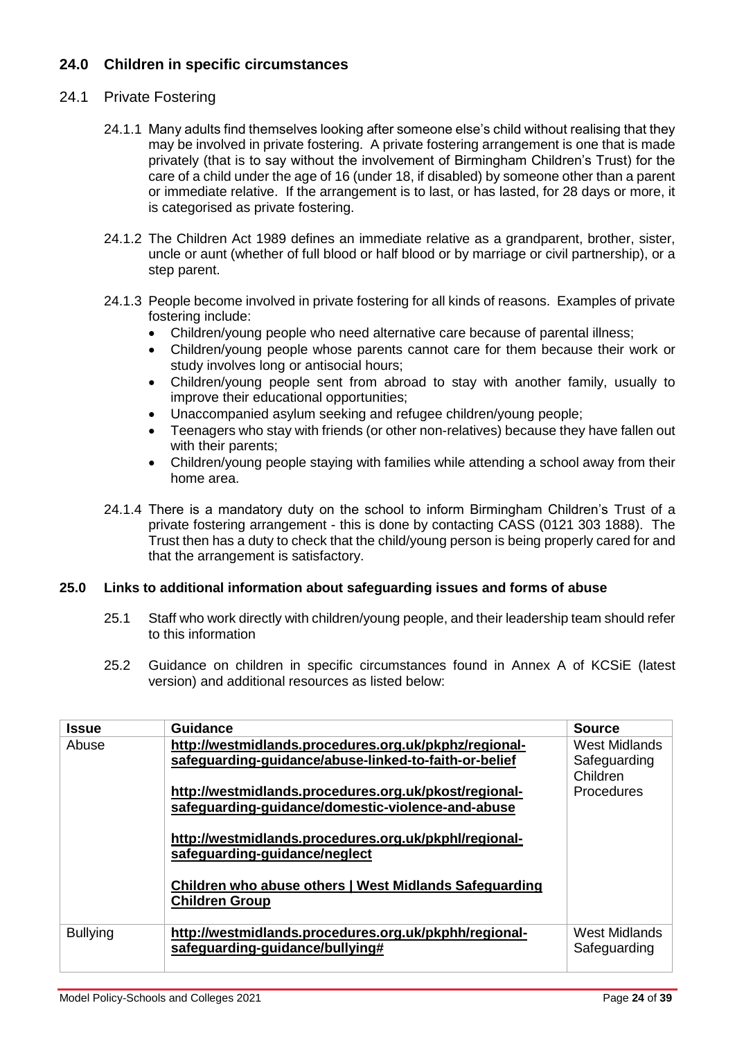## 24.0 Children in specific circumstances

### 24.1 Private Fostering

24.1.1 Many adults find themselves looking after someone else's child without realising that they may be involved in private fostering. A private fostering arrangement is one that is made privately (that is to say without the involvement of Birmingham Children's Trust) for the care of a child under the age of 16 (under 18, if disabled) by someone other than a parent or immediate relative. If the arrangement is to last, or has lasted, for 28 days or more, it is categorised as private fostering.

24.1.2 The Children Act 1989 defines an immediate relative as a grandparent, brother, sister, uncle or aunt (whether of full blood or half blood or by marriage or civil partnership), or a step parent.

24.1.3 People become involved in private fostering for all kinds of reasons. Examples of private fostering include:

- Children/young people who need alternative care because of parental illness;
- Children/young people whose parents cannot care for them because their work or study involves long or antisocial hours;
- Children/young people sent from abroad to stay with another family, usually to improve their educational opportunities;
- Unaccompanied asylum seeking and refugee children/young people;
- Teenagers who stay with friends (or other non-relatives) because they have fallen out with their parents;
- Children/young people staying with families while attending a school away from their home area.

24.1.4 There is a mandatory duty on the school to inform Birmingham Children's Trust of a private fostering arrangement - this is done by contacting CASS (0121 303 1888). The Trust then has a duty to check that the child/young person is being properly cared for and that the arrangement is satisfactory.

## 25.0 Links to additional information about safeguarding issues and forms of abuse

25.1 Staff who work directly with children/young people, and their leadership team should refer to this information

25.2 Guidance on children in specific circumstances found in Annex A of KCSiE (latest version) and additional resources as listed below:

| Issue | Guidance | Source |
|---|---|---|
| Abuse | **http://westmidlands.procedures.org.uk/pkphz/regional-safeguarding-guidance/abuse-linked-to-faith-or-belief**<br><br>**http://westmidlands.procedures.org.uk/pkost/regional-safeguarding-guidance/domestic-violence-and-abuse**<br><br>**http://westmidlands.procedures.org.uk/pkphl/regional-safeguarding-guidance/neglect**<br><br>**Children who abuse others \| West Midlands Safeguarding Children Group** | West Midlands Safeguarding Children Procedures |
| Bullying | **http://westmidlands.procedures.org.uk/pkphh/regional-safeguarding-guidance/bullying#** | West Midlands Safeguarding |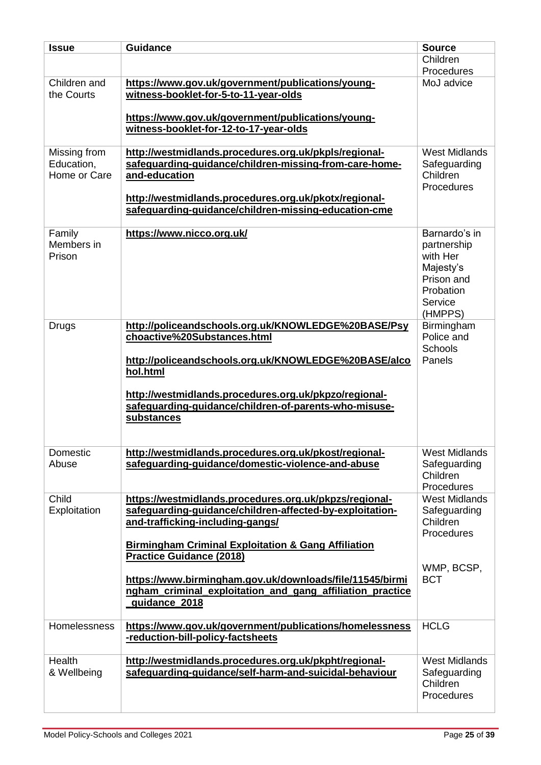| Issue | Guidance | Source |
|---|---|---|
| | | Children Procedures |
| Children and the Courts | **https://www.gov.uk/government/publications/young-witness-booklet-for-5-to-11-year-olds**<br><br>**https://www.gov.uk/government/publications/young-witness-booklet-for-12-to-17-year-olds** | MoJ advice |
| Missing from Education, Home or Care | **http://westmidlands.procedures.org.uk/pkpls/regional-safeguarding-guidance/children-missing-from-care-home-and-education**<br><br>**http://westmidlands.procedures.org.uk/pkotx/regional-safeguarding-guidance/children-missing-education-cme** | West Midlands Safeguarding Children Procedures |
| Family Members in Prison | **https://www.nicco.org.uk/** | Barnardo's in partnership with Her Majesty's Prison and Probation Service (HMPPS) |
| Drugs | **http://policeandschools.org.uk/KNOWLEDGE%20BASE/Psychoactive%20Substances.html**<br><br>**http://policeandschools.org.uk/KNOWLEDGE%20BASE/alcohol.html**<br><br>**http://westmidlands.procedures.org.uk/pkpzo/regional-safeguarding-guidance/children-of-parents-who-misuse-substances** | Birmingham Police and Schools Panels |
| Domestic Abuse | **http://westmidlands.procedures.org.uk/pkost/regional-safeguarding-guidance/domestic-violence-and-abuse** | West Midlands Safeguarding Children Procedures |
| Child Exploitation | **https://westmidlands.procedures.org.uk/pkpzs/regional-safeguarding-guidance/children-affected-by-exploitation-and-trafficking-including-gangs/**<br><br>**Birmingham Criminal Exploitation & Gang Affiliation Practice Guidance (2018)**<br><br>**https://www.birmingham.gov.uk/downloads/file/11545/birmingham_criminal_exploitation_and_gang_affiliation_practice_guidance_2018** | West Midlands Safeguarding Children Procedures<br><br>WMP, BCSP, BCT |
| Homelessness | **https://www.gov.uk/government/publications/homelessness-reduction-bill-policy-factsheets** | HCLG |
| Health & Wellbeing | **http://westmidlands.procedures.org.uk/pkpht/regional-safeguarding-guidance/self-harm-and-suicidal-behaviour** | West Midlands Safeguarding Children Procedures |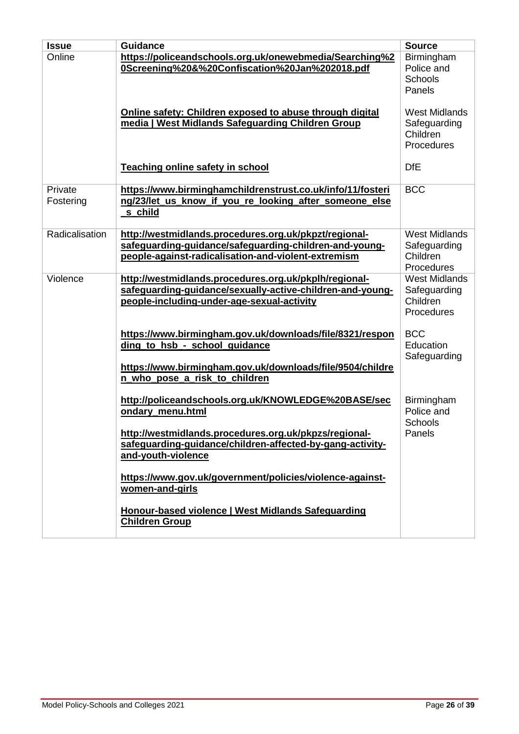| Issue | Guidance | Source |
|---|---|---|
| Online | **https://policeandschools.org.uk/onewebmedia/Searching%20Screening%20&%20Confiscation%20Jan%202018.pdf** | Birmingham Police and Schools Panels |
| | **Online safety: Children exposed to abuse through digital media \| West Midlands Safeguarding Children Group** | West Midlands Safeguarding Children Procedures |
| | **Teaching online safety in school** | DfE |
| Private Fostering | **https://www.birminghamchildrenstrust.co.uk/info/11/fostering/23/let_us_know_if_you_re_looking_after_someone_else_s_child** | BCC |
| Radicalisation | **http://westmidlands.procedures.org.uk/pkpzt/regional-safeguarding-guidance/safeguarding-children-and-young-people-against-radicalisation-and-violent-extremism** | West Midlands Safeguarding Children Procedures |
| Violence | **http://westmidlands.procedures.org.uk/pkplh/regional-safeguarding-guidance/sexually-active-children-and-young-people-including-under-age-sexual-activity** | West Midlands Safeguarding Children Procedures |
| | **https://www.birmingham.gov.uk/downloads/file/8321/responding_to_hsb_-_school_guidance**<br><br>**https://www.birmingham.gov.uk/downloads/file/9504/children_who_pose_a_risk_to_children** | BCC Education Safeguarding |
| | **http://policeandschools.org.uk/KNOWLEDGE%20BASE/secondary_menu.html**<br><br>**http://westmidlands.procedures.org.uk/pkpzs/regional-safeguarding-guidance/children-affected-by-gang-activity-and-youth-violence**<br><br>**https://www.gov.uk/government/policies/violence-against-women-and-girls**<br><br>**Honour-based violence \| West Midlands Safeguarding Children Group** | Birmingham Police and Schools Panels |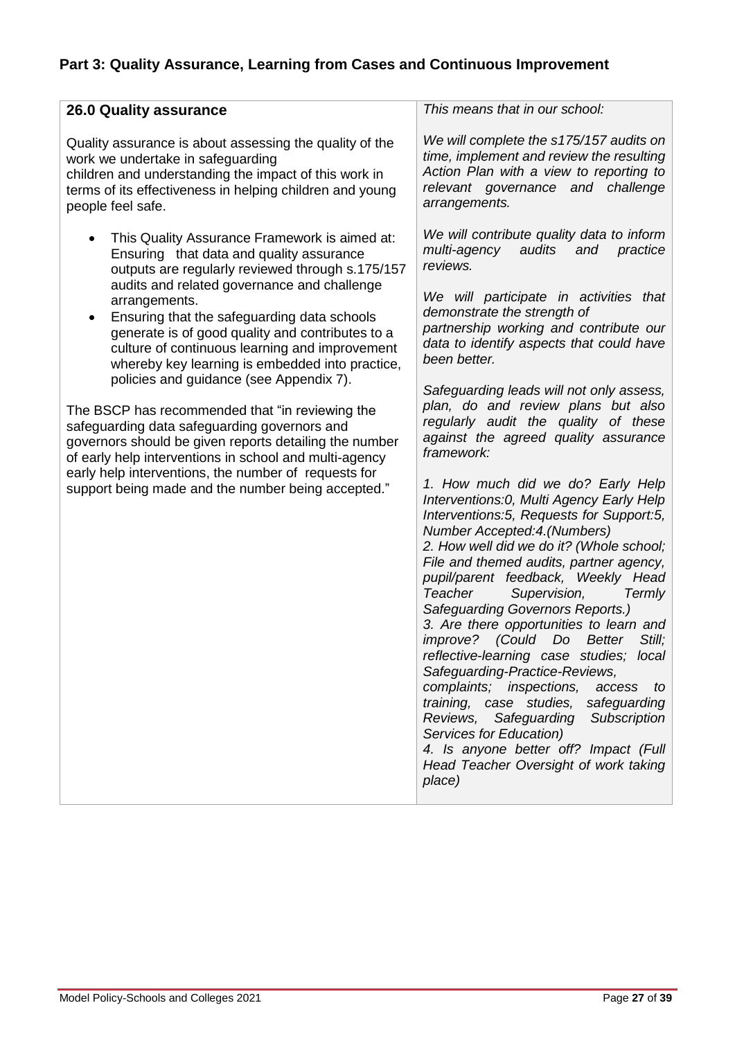## Part 3: Quality Assurance, Learning from Cases and Continuous Improvement

| | |
|---|---|
| **26.0 Quality assurance**<br><br>Quality assurance is about assessing the quality of the work we undertake in safeguarding children and understanding the impact of this work in terms of its effectiveness in helping children and young people feel safe.<br><br>• This Quality Assurance Framework is aimed at: Ensuring that data and quality assurance outputs are regularly reviewed through s.175/157 audits and related governance and challenge arrangements.<br>• Ensuring that the safeguarding data schools generate is of good quality and contributes to a culture of continuous learning and improvement whereby key learning is embedded into practice, policies and guidance (see Appendix 7).<br><br>The BSCP has recommended that "in reviewing the safeguarding data safeguarding governors and governors should be given reports detailing the number of early help interventions in school and multi-agency early help interventions, the number of requests for support being made and the number being accepted." | *This means that in our school:*<br><br>*We will complete the s175/157 audits on time, implement and review the resulting Action Plan with a view to reporting to relevant governance and challenge arrangements.*<br><br>*We will contribute quality data to inform multi-agency audits and practice reviews.*<br><br>*We will participate in activities that demonstrate the strength of partnership working and contribute our data to identify aspects that could have been better.*<br><br>*Safeguarding leads will not only assess, plan, do and review plans but also regularly audit the quality of these against the agreed quality assurance framework:*<br><br>*1. How much did we do? Early Help Interventions:0, Multi Agency Early Help Interventions:5, Requests for Support:5, Number Accepted:4.(Numbers)*<br>*2. How well did we do it? (Whole school; File and themed audits, partner agency, pupil/parent feedback, Weekly Head Teacher Supervision, Termly Safeguarding Governors Reports.)*<br>*3. Are there opportunities to learn and improve? (Could Do Better Still; reflective-learning case studies; local Safeguarding-Practice-Reviews, complaints; inspections, access to training, case studies, safeguarding Reviews, Safeguarding Subscription Services for Education)*<br>*4. Is anyone better off? Impact (Full Head Teacher Oversight of work taking place)* |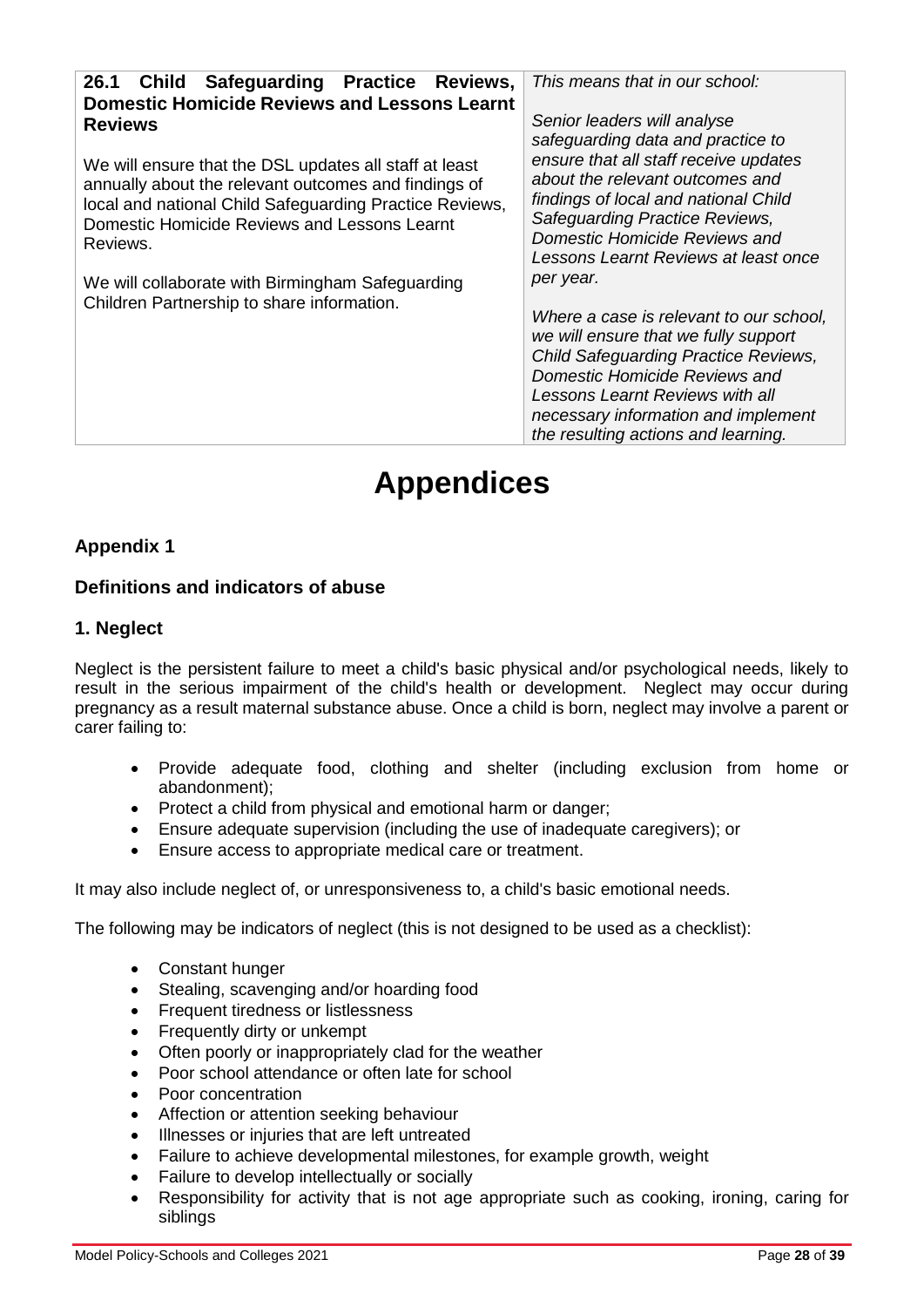| **26.1 Child Safeguarding Practice Reviews, Domestic Homicide Reviews and Lessons Learnt Reviews**<br><br>We will ensure that the DSL updates all staff at least annually about the relevant outcomes and findings of local and national Child Safeguarding Practice Reviews, Domestic Homicide Reviews and Lessons Learnt Reviews.<br><br>We will collaborate with Birmingham Safeguarding Children Partnership to share information. | *This means that in our school:*<br><br>*Senior leaders will analyse safeguarding data and practice to ensure that all staff receive updates about the relevant outcomes and findings of local and national Child Safeguarding Practice Reviews, Domestic Homicide Reviews and Lessons Learnt Reviews at least once per year.*<br><br>*Where a case is relevant to our school, we will ensure that we fully support Child Safeguarding Practice Reviews, Domestic Homicide Reviews and Lessons Learnt Reviews with all necessary information and implement the resulting actions and learning.* |
|---|---|

# Appendices

### Appendix 1

### Definitions and indicators of abuse

### 1. Neglect

Neglect is the persistent failure to meet a child's basic physical and/or psychological needs, likely to result in the serious impairment of the child's health or development. Neglect may occur during pregnancy as a result maternal substance abuse. Once a child is born, neglect may involve a parent or carer failing to:

- Provide adequate food, clothing and shelter (including exclusion from home or abandonment);
- Protect a child from physical and emotional harm or danger;
- Ensure adequate supervision (including the use of inadequate caregivers); or
- Ensure access to appropriate medical care or treatment.

It may also include neglect of, or unresponsiveness to, a child's basic emotional needs.

The following may be indicators of neglect (this is not designed to be used as a checklist):

- Constant hunger
- Stealing, scavenging and/or hoarding food
- Frequent tiredness or listlessness
- Frequently dirty or unkempt
- Often poorly or inappropriately clad for the weather
- Poor school attendance or often late for school
- Poor concentration
- Affection or attention seeking behaviour
- Illnesses or injuries that are left untreated
- Failure to achieve developmental milestones, for example growth, weight
- Failure to develop intellectually or socially
- Responsibility for activity that is not age appropriate such as cooking, ironing, caring for siblings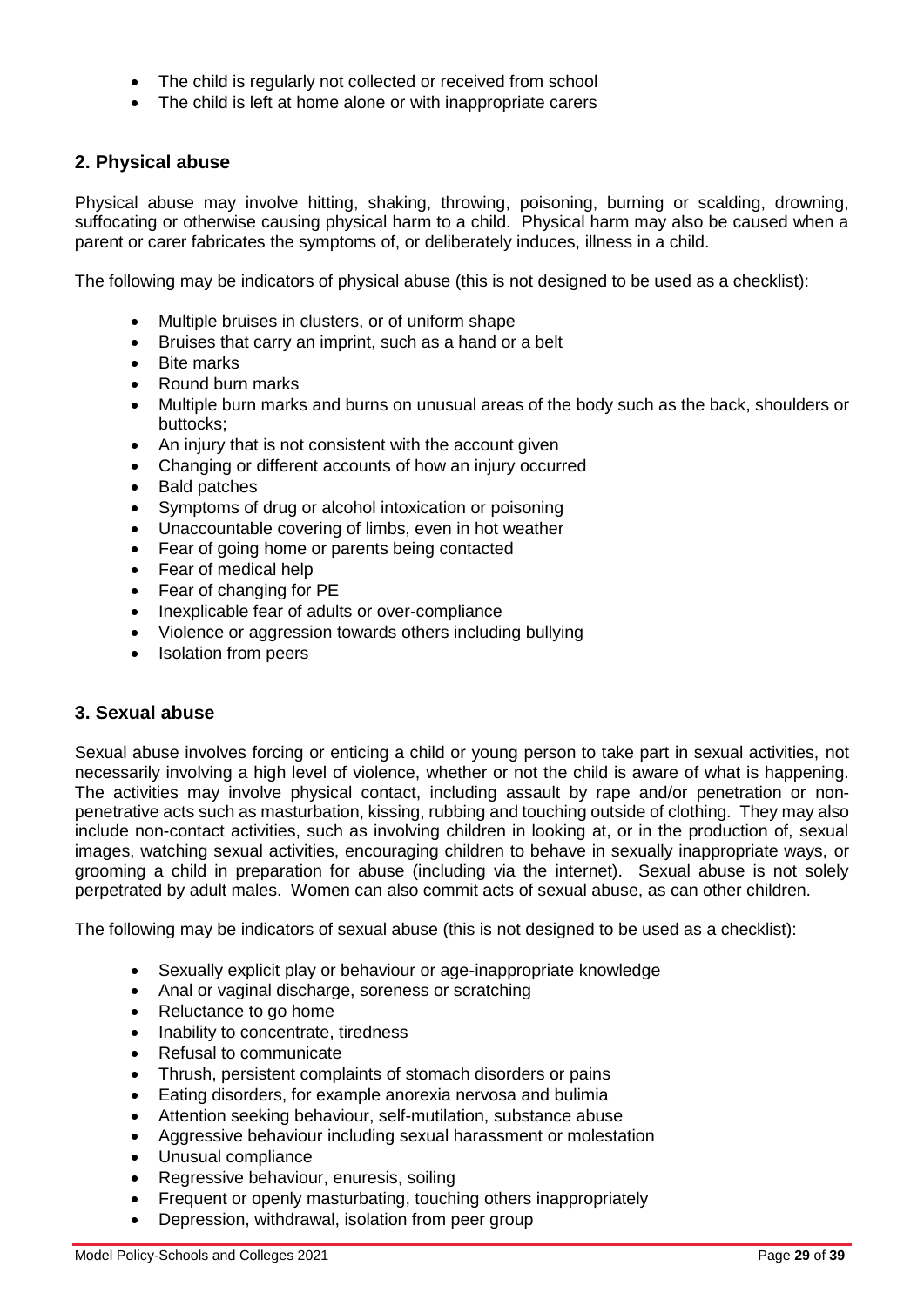- The child is regularly not collected or received from school
- The child is left at home alone or with inappropriate carers

## 2. Physical abuse

Physical abuse may involve hitting, shaking, throwing, poisoning, burning or scalding, drowning, suffocating or otherwise causing physical harm to a child. Physical harm may also be caused when a parent or carer fabricates the symptoms of, or deliberately induces, illness in a child.

The following may be indicators of physical abuse (this is not designed to be used as a checklist):

- Multiple bruises in clusters, or of uniform shape
- Bruises that carry an imprint, such as a hand or a belt
- Bite marks
- Round burn marks
- Multiple burn marks and burns on unusual areas of the body such as the back, shoulders or buttocks;
- An injury that is not consistent with the account given
- Changing or different accounts of how an injury occurred
- Bald patches
- Symptoms of drug or alcohol intoxication or poisoning
- Unaccountable covering of limbs, even in hot weather
- Fear of going home or parents being contacted
- Fear of medical help
- Fear of changing for PE
- Inexplicable fear of adults or over-compliance
- Violence or aggression towards others including bullying
- Isolation from peers

## 3. Sexual abuse

Sexual abuse involves forcing or enticing a child or young person to take part in sexual activities, not necessarily involving a high level of violence, whether or not the child is aware of what is happening. The activities may involve physical contact, including assault by rape and/or penetration or non-penetrative acts such as masturbation, kissing, rubbing and touching outside of clothing. They may also include non-contact activities, such as involving children in looking at, or in the production of, sexual images, watching sexual activities, encouraging children to behave in sexually inappropriate ways, or grooming a child in preparation for abuse (including via the internet). Sexual abuse is not solely perpetrated by adult males. Women can also commit acts of sexual abuse, as can other children.

The following may be indicators of sexual abuse (this is not designed to be used as a checklist):

- Sexually explicit play or behaviour or age-inappropriate knowledge
- Anal or vaginal discharge, soreness or scratching
- Reluctance to go home
- Inability to concentrate, tiredness
- Refusal to communicate
- Thrush, persistent complaints of stomach disorders or pains
- Eating disorders, for example anorexia nervosa and bulimia
- Attention seeking behaviour, self-mutilation, substance abuse
- Aggressive behaviour including sexual harassment or molestation
- Unusual compliance
- Regressive behaviour, enuresis, soiling
- Frequent or openly masturbating, touching others inappropriately
- Depression, withdrawal, isolation from peer group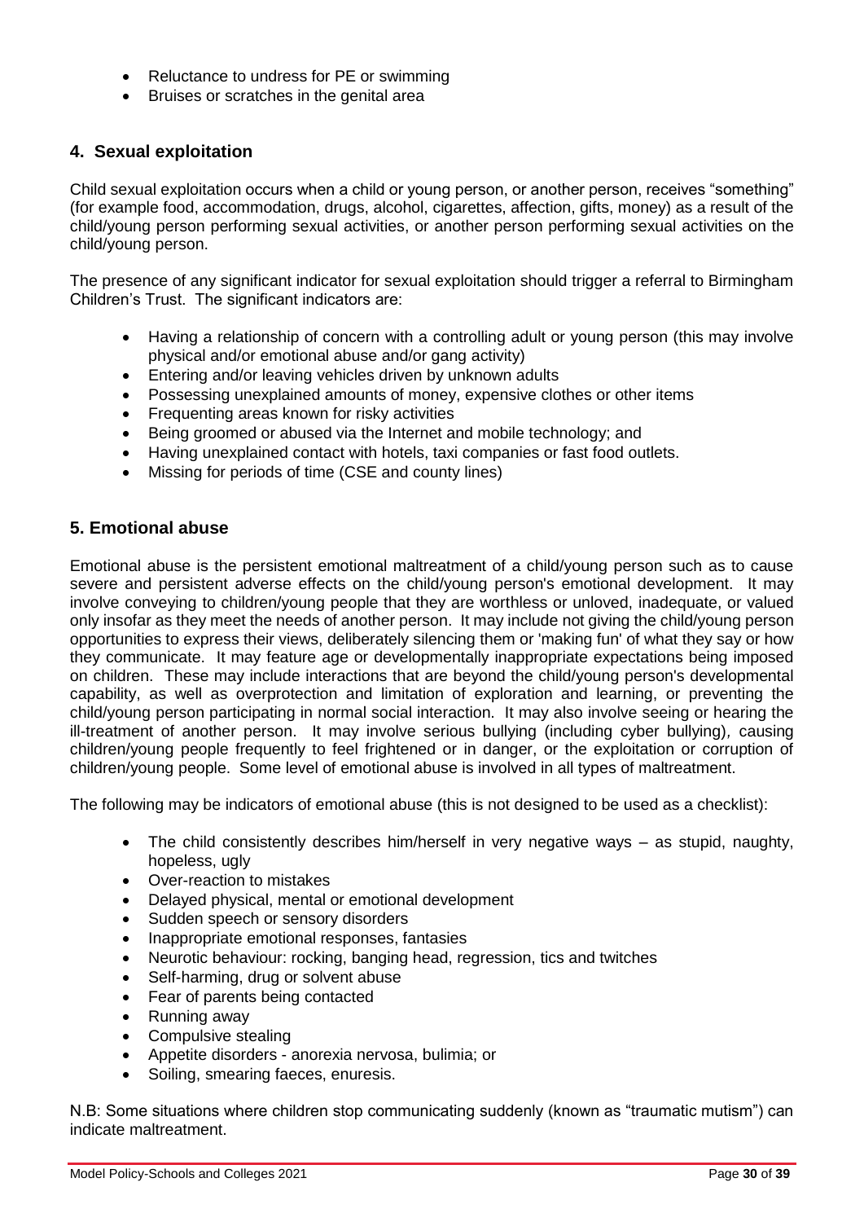- Reluctance to undress for PE or swimming
- Bruises or scratches in the genital area

## 4. Sexual exploitation

Child sexual exploitation occurs when a child or young person, or another person, receives "something" (for example food, accommodation, drugs, alcohol, cigarettes, affection, gifts, money) as a result of the child/young person performing sexual activities, or another person performing sexual activities on the child/young person.

The presence of any significant indicator for sexual exploitation should trigger a referral to Birmingham Children's Trust. The significant indicators are:

- Having a relationship of concern with a controlling adult or young person (this may involve physical and/or emotional abuse and/or gang activity)
- Entering and/or leaving vehicles driven by unknown adults
- Possessing unexplained amounts of money, expensive clothes or other items
- Frequenting areas known for risky activities
- Being groomed or abused via the Internet and mobile technology; and
- Having unexplained contact with hotels, taxi companies or fast food outlets.
- Missing for periods of time (CSE and county lines)

## 5. Emotional abuse

Emotional abuse is the persistent emotional maltreatment of a child/young person such as to cause severe and persistent adverse effects on the child/young person's emotional development. It may involve conveying to children/young people that they are worthless or unloved, inadequate, or valued only insofar as they meet the needs of another person. It may include not giving the child/young person opportunities to express their views, deliberately silencing them or 'making fun' of what they say or how they communicate. It may feature age or developmentally inappropriate expectations being imposed on children. These may include interactions that are beyond the child/young person's developmental capability, as well as overprotection and limitation of exploration and learning, or preventing the child/young person participating in normal social interaction. It may also involve seeing or hearing the ill-treatment of another person. It may involve serious bullying (including cyber bullying), causing children/young people frequently to feel frightened or in danger, or the exploitation or corruption of children/young people. Some level of emotional abuse is involved in all types of maltreatment.

The following may be indicators of emotional abuse (this is not designed to be used as a checklist):

- The child consistently describes him/herself in very negative ways – as stupid, naughty, hopeless, ugly
- Over-reaction to mistakes
- Delayed physical, mental or emotional development
- Sudden speech or sensory disorders
- Inappropriate emotional responses, fantasies
- Neurotic behaviour: rocking, banging head, regression, tics and twitches
- Self-harming, drug or solvent abuse
- Fear of parents being contacted
- Running away
- Compulsive stealing
- Appetite disorders - anorexia nervosa, bulimia; or
- Soiling, smearing faeces, enuresis.

N.B: Some situations where children stop communicating suddenly (known as "traumatic mutism") can indicate maltreatment.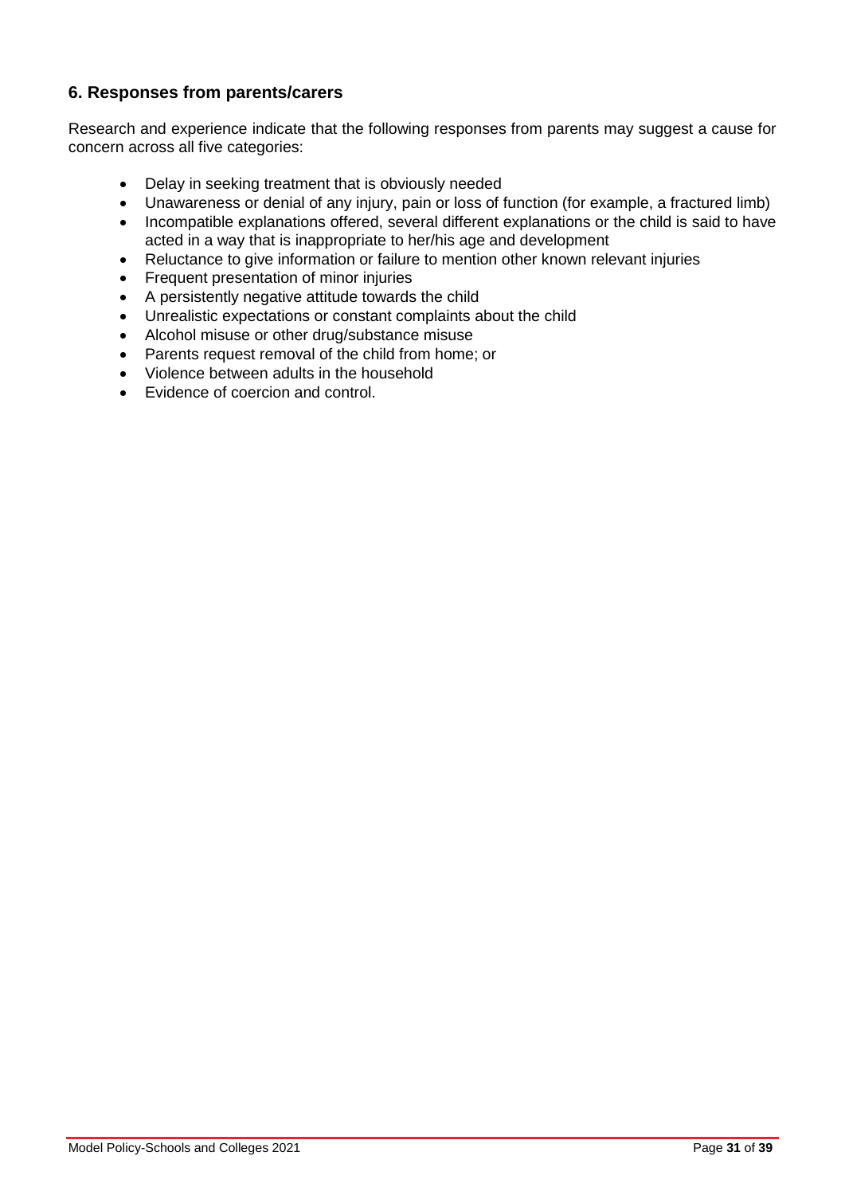## 6. Responses from parents/carers

Research and experience indicate that the following responses from parents may suggest a cause for concern across all five categories:

- Delay in seeking treatment that is obviously needed
- Unawareness or denial of any injury, pain or loss of function (for example, a fractured limb)
- Incompatible explanations offered, several different explanations or the child is said to have acted in a way that is inappropriate to her/his age and development
- Reluctance to give information or failure to mention other known relevant injuries
- Frequent presentation of minor injuries
- A persistently negative attitude towards the child
- Unrealistic expectations or constant complaints about the child
- Alcohol misuse or other drug/substance misuse
- Parents request removal of the child from home; or
- Violence between adults in the household
- Evidence of coercion and control.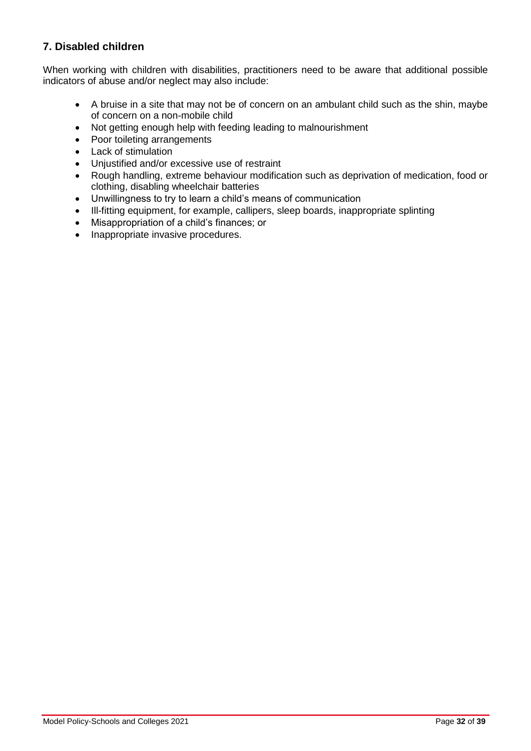## 7. Disabled children

When working with children with disabilities, practitioners need to be aware that additional possible indicators of abuse and/or neglect may also include:

- A bruise in a site that may not be of concern on an ambulant child such as the shin, maybe of concern on a non-mobile child
- Not getting enough help with feeding leading to malnourishment
- Poor toileting arrangements
- Lack of stimulation
- Unjustified and/or excessive use of restraint
- Rough handling, extreme behaviour modification such as deprivation of medication, food or clothing, disabling wheelchair batteries
- Unwillingness to try to learn a child's means of communication
- Ill-fitting equipment, for example, callipers, sleep boards, inappropriate splinting
- Misappropriation of a child's finances; or
- Inappropriate invasive procedures.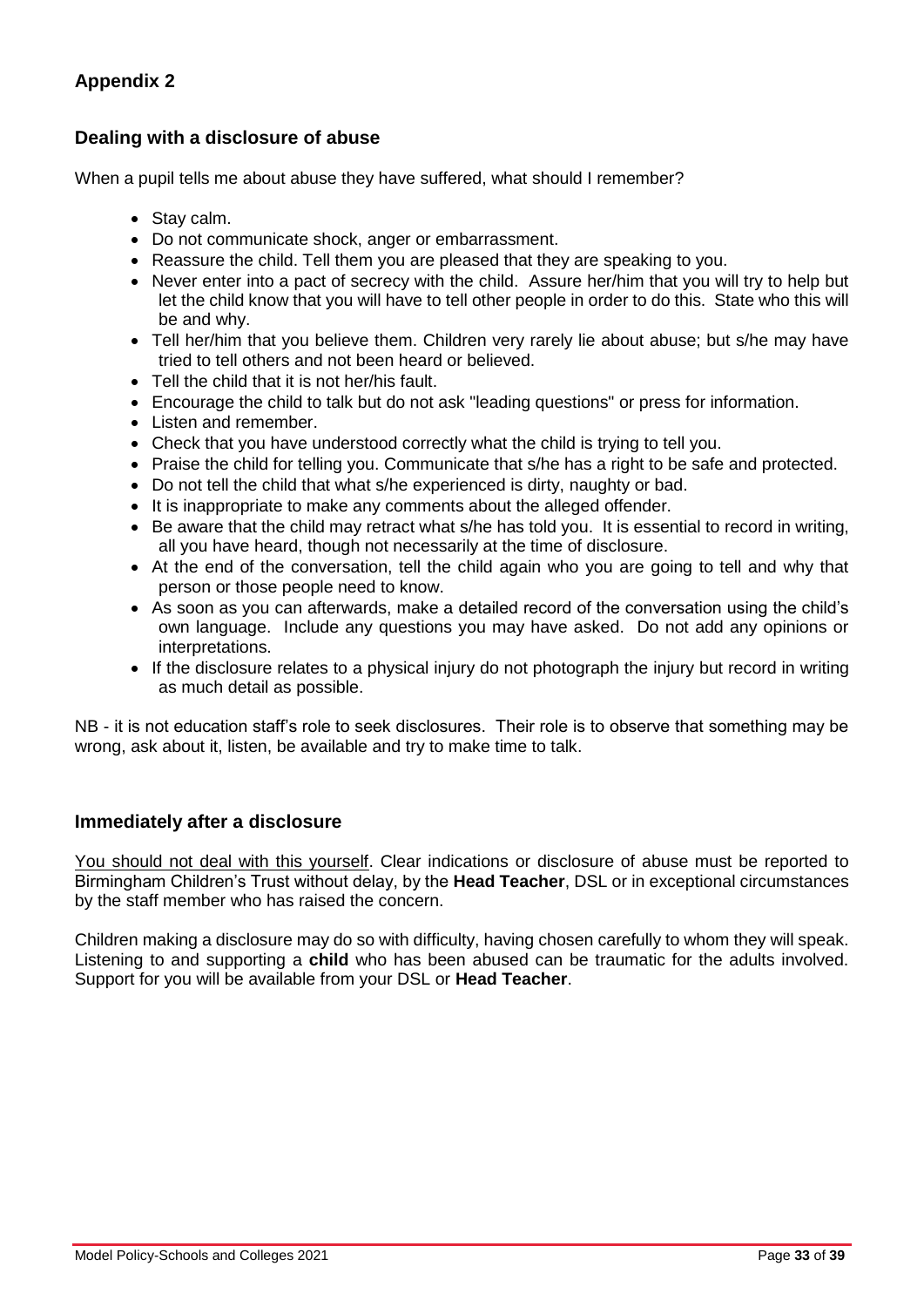## Appendix 2

### Dealing with a disclosure of abuse

When a pupil tells me about abuse they have suffered, what should I remember?

- Stay calm.
- Do not communicate shock, anger or embarrassment.
- Reassure the child. Tell them you are pleased that they are speaking to you.
- Never enter into a pact of secrecy with the child. Assure her/him that you will try to help but let the child know that you will have to tell other people in order to do this. State who this will be and why.
- Tell her/him that you believe them. Children very rarely lie about abuse; but s/he may have tried to tell others and not been heard or believed.
- Tell the child that it is not her/his fault.
- Encourage the child to talk but do not ask "leading questions" or press for information.
- Listen and remember.
- Check that you have understood correctly what the child is trying to tell you.
- Praise the child for telling you. Communicate that s/he has a right to be safe and protected.
- Do not tell the child that what s/he experienced is dirty, naughty or bad.
- It is inappropriate to make any comments about the alleged offender.
- Be aware that the child may retract what s/he has told you. It is essential to record in writing, all you have heard, though not necessarily at the time of disclosure.
- At the end of the conversation, tell the child again who you are going to tell and why that person or those people need to know.
- As soon as you can afterwards, make a detailed record of the conversation using the child's own language. Include any questions you may have asked. Do not add any opinions or interpretations.
- If the disclosure relates to a physical injury do not photograph the injury but record in writing as much detail as possible.

NB - it is not education staff's role to seek disclosures. Their role is to observe that something may be wrong, ask about it, listen, be available and try to make time to talk.

### Immediately after a disclosure

You should not deal with this yourself. Clear indications or disclosure of abuse must be reported to Birmingham Children's Trust without delay, by the **Head Teacher**, DSL or in exceptional circumstances by the staff member who has raised the concern.

Children making a disclosure may do so with difficulty, having chosen carefully to whom they will speak. Listening to and supporting a **child** who has been abused can be traumatic for the adults involved. Support for you will be available from your DSL or **Head Teacher**.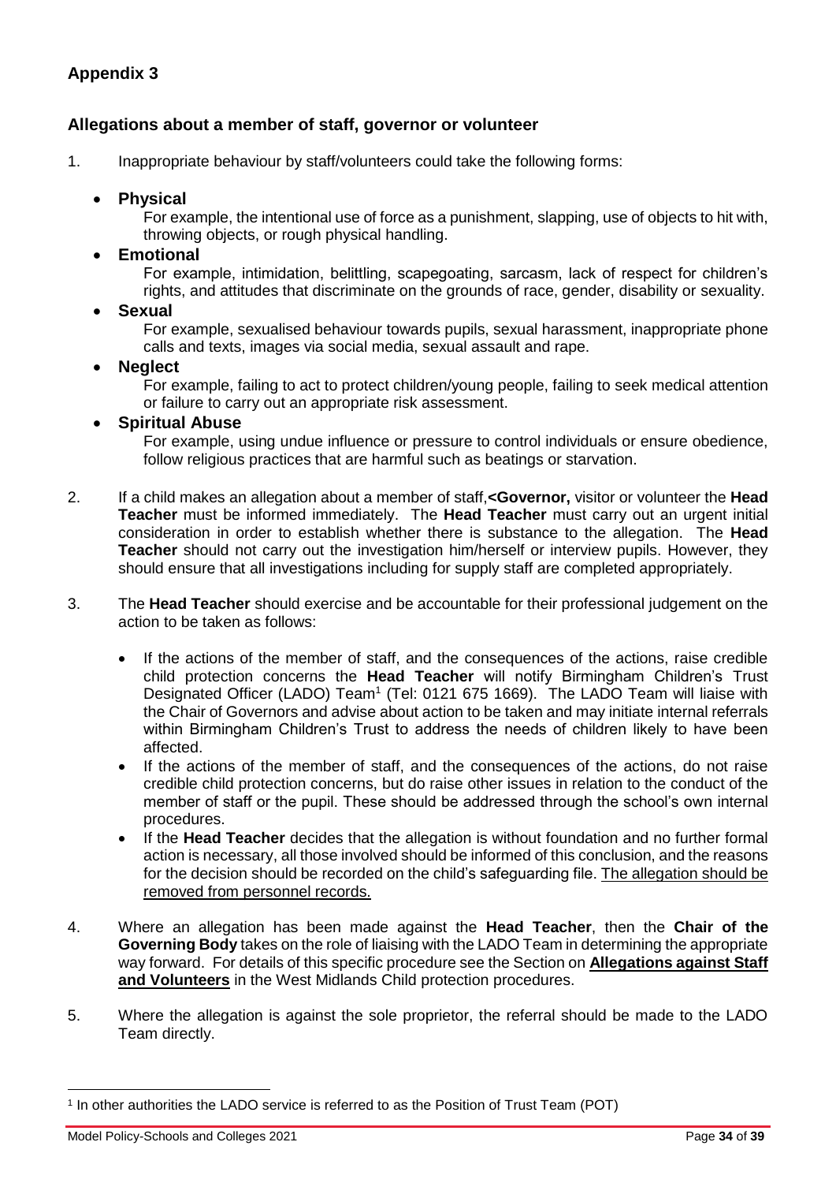## Appendix 3

### Allegations about a member of staff, governor or volunteer

1. Inappropriate behaviour by staff/volunteers could take the following forms:

   - **Physical**
     For example, the intentional use of force as a punishment, slapping, use of objects to hit with, throwing objects, or rough physical handling.
   - **Emotional**
     For example, intimidation, belittling, scapegoating, sarcasm, lack of respect for children's rights, and attitudes that discriminate on the grounds of race, gender, disability or sexuality.
   - **Sexual**
     For example, sexualised behaviour towards pupils, sexual harassment, inappropriate phone calls and texts, images via social media, sexual assault and rape.
   - **Neglect**
     For example, failing to act to protect children/young people, failing to seek medical attention or failure to carry out an appropriate risk assessment.
   - **Spiritual Abuse**
     For example, using undue influence or pressure to control individuals or ensure obedience, follow religious practices that are harmful such as beatings or starvation.

2. If a child makes an allegation about a member of staff,**<Governor,** visitor or volunteer the **Head Teacher** must be informed immediately. The **Head Teacher** must carry out an urgent initial consideration in order to establish whether there is substance to the allegation. The **Head Teacher** should not carry out the investigation him/herself or interview pupils. However, they should ensure that all investigations including for supply staff are completed appropriately.

3. The **Head Teacher** should exercise and be accountable for their professional judgement on the action to be taken as follows:

   - If the actions of the member of staff, and the consequences of the actions, raise credible child protection concerns the **Head Teacher** will notify Birmingham Children's Trust Designated Officer (LADO) Team[1] (Tel: 0121 675 1669). The LADO Team will liaise with the Chair of Governors and advise about action to be taken and may initiate internal referrals within Birmingham Children's Trust to address the needs of children likely to have been affected.
   - If the actions of the member of staff, and the consequences of the actions, do not raise credible child protection concerns, but do raise other issues in relation to the conduct of the member of staff or the pupil. These should be addressed through the school's own internal procedures.
   - If the **Head Teacher** decides that the allegation is without foundation and no further formal action is necessary, all those involved should be informed of this conclusion, and the reasons for the decision should be recorded on the child's safeguarding file. The allegation should be removed from personnel records.

4. Where an allegation has been made against the **Head Teacher**, then the **Chair of the Governing Body** takes on the role of liaising with the LADO Team in determining the appropriate way forward. For details of this specific procedure see the Section on **Allegations against Staff and Volunteers** in the West Midlands Child protection procedures.

5. Where the allegation is against the sole proprietor, the referral should be made to the LADO Team directly.

[1] In other authorities the LADO service is referred to as the Position of Trust Team (POT)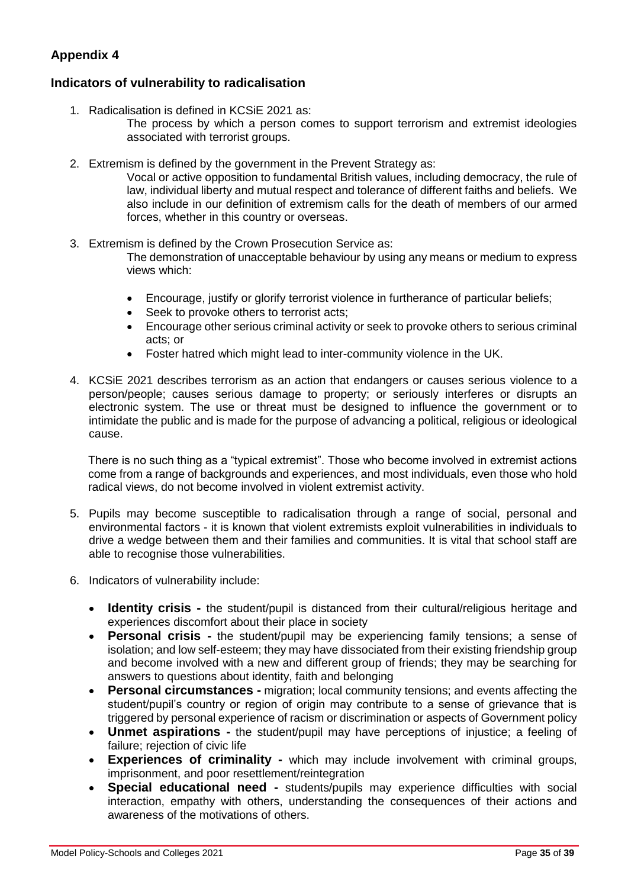## Appendix 4

### Indicators of vulnerability to radicalisation

1. Radicalisation is defined in KCSiE 2021 as:

   The process by which a person comes to support terrorism and extremist ideologies associated with terrorist groups.

2. Extremism is defined by the government in the Prevent Strategy as:

   Vocal or active opposition to fundamental British values, including democracy, the rule of law, individual liberty and mutual respect and tolerance of different faiths and beliefs. We also include in our definition of extremism calls for the death of members of our armed forces, whether in this country or overseas.

3. Extremism is defined by the Crown Prosecution Service as:

   The demonstration of unacceptable behaviour by using any means or medium to express views which:

   - Encourage, justify or glorify terrorist violence in furtherance of particular beliefs;
   - Seek to provoke others to terrorist acts;
   - Encourage other serious criminal activity or seek to provoke others to serious criminal acts; or
   - Foster hatred which might lead to inter-community violence in the UK.

4. KCSiE 2021 describes terrorism as an action that endangers or causes serious violence to a person/people; causes serious damage to property; or seriously interferes or disrupts an electronic system. The use or threat must be designed to influence the government or to intimidate the public and is made for the purpose of advancing a political, religious or ideological cause.

   There is no such thing as a "typical extremist". Those who become involved in extremist actions come from a range of backgrounds and experiences, and most individuals, even those who hold radical views, do not become involved in violent extremist activity.

5. Pupils may become susceptible to radicalisation through a range of social, personal and environmental factors - it is known that violent extremists exploit vulnerabilities in individuals to drive a wedge between them and their families and communities. It is vital that school staff are able to recognise those vulnerabilities.

6. Indicators of vulnerability include:

   - **Identity crisis -** the student/pupil is distanced from their cultural/religious heritage and experiences discomfort about their place in society
   - **Personal crisis -** the student/pupil may be experiencing family tensions; a sense of isolation; and low self-esteem; they may have dissociated from their existing friendship group and become involved with a new and different group of friends; they may be searching for answers to questions about identity, faith and belonging
   - **Personal circumstances -** migration; local community tensions; and events affecting the student/pupil's country or region of origin may contribute to a sense of grievance that is triggered by personal experience of racism or discrimination or aspects of Government policy
   - **Unmet aspirations -** the student/pupil may have perceptions of injustice; a feeling of failure; rejection of civic life
   - **Experiences of criminality -** which may include involvement with criminal groups, imprisonment, and poor resettlement/reintegration
   - **Special educational need -** students/pupils may experience difficulties with social interaction, empathy with others, understanding the consequences of their actions and awareness of the motivations of others.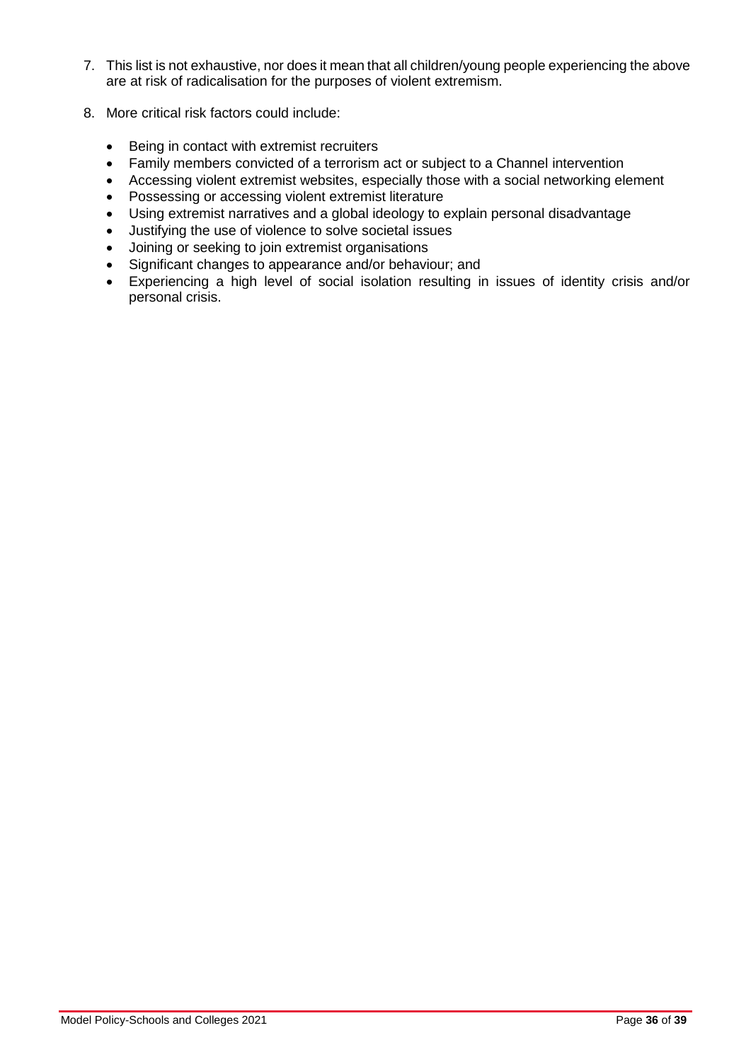7. This list is not exhaustive, nor does it mean that all children/young people experiencing the above are at risk of radicalisation for the purposes of violent extremism.

8. More critical risk factors could include:

    - Being in contact with extremist recruiters
    - Family members convicted of a terrorism act or subject to a Channel intervention
    - Accessing violent extremist websites, especially those with a social networking element
    - Possessing or accessing violent extremist literature
    - Using extremist narratives and a global ideology to explain personal disadvantage
    - Justifying the use of violence to solve societal issues
    - Joining or seeking to join extremist organisations
    - Significant changes to appearance and/or behaviour; and
    - Experiencing a high level of social isolation resulting in issues of identity crisis and/or personal crisis.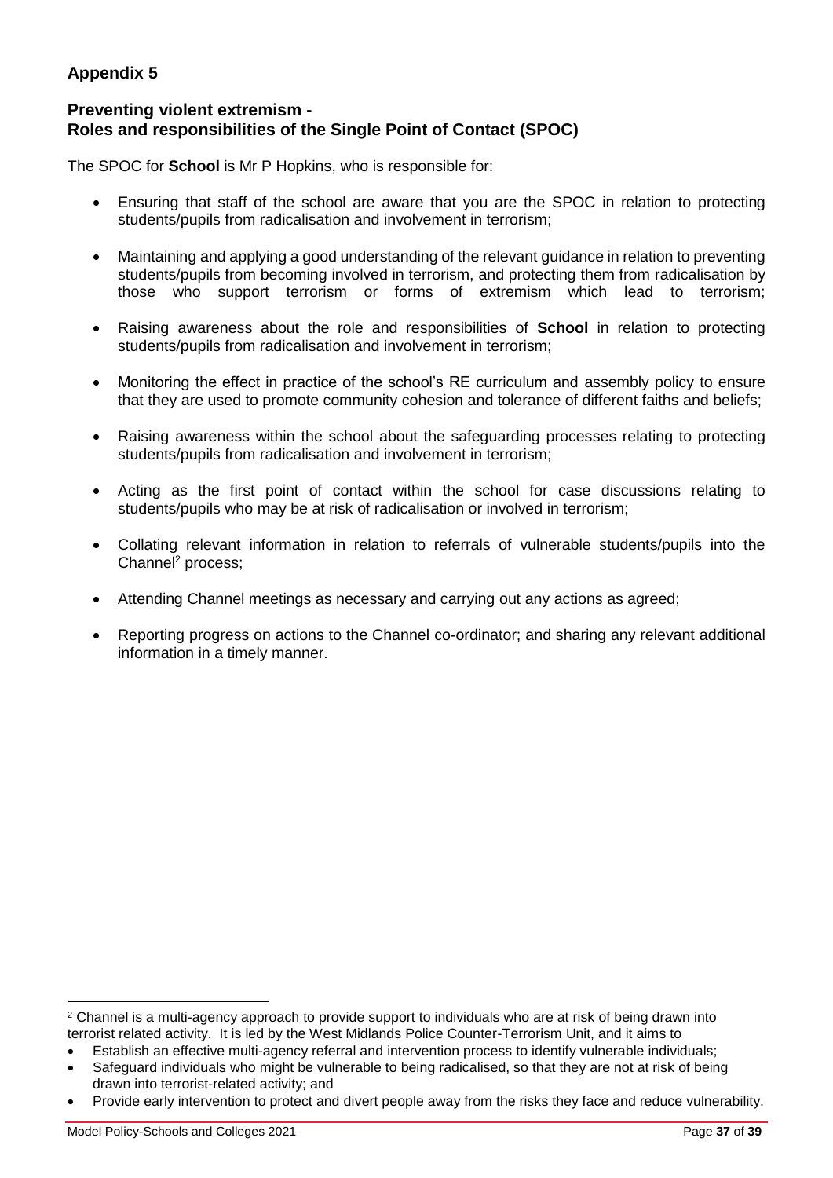## Appendix 5

### Preventing violent extremism - Roles and responsibilities of the Single Point of Contact (SPOC)

The SPOC for **School** is Mr P Hopkins, who is responsible for:

- Ensuring that staff of the school are aware that you are the SPOC in relation to protecting students/pupils from radicalisation and involvement in terrorism;
- Maintaining and applying a good understanding of the relevant guidance in relation to preventing students/pupils from becoming involved in terrorism, and protecting them from radicalisation by those who support terrorism or forms of extremism which lead to terrorism;
- Raising awareness about the role and responsibilities of **School** in relation to protecting students/pupils from radicalisation and involvement in terrorism;
- Monitoring the effect in practice of the school's RE curriculum and assembly policy to ensure that they are used to promote community cohesion and tolerance of different faiths and beliefs;
- Raising awareness within the school about the safeguarding processes relating to protecting students/pupils from radicalisation and involvement in terrorism;
- Acting as the first point of contact within the school for case discussions relating to students/pupils who may be at risk of radicalisation or involved in terrorism;
- Collating relevant information in relation to referrals of vulnerable students/pupils into the Channel[2] process;
- Attending Channel meetings as necessary and carrying out any actions as agreed;
- Reporting progress on actions to the Channel co-ordinator; and sharing any relevant additional information in a timely manner.

[2] Channel is a multi-agency approach to provide support to individuals who are at risk of being drawn into terrorist related activity. It is led by the West Midlands Police Counter-Terrorism Unit, and it aims to

- Establish an effective multi-agency referral and intervention process to identify vulnerable individuals;
- Safeguard individuals who might be vulnerable to being radicalised, so that they are not at risk of being drawn into terrorist-related activity; and
- Provide early intervention to protect and divert people away from the risks they face and reduce vulnerability.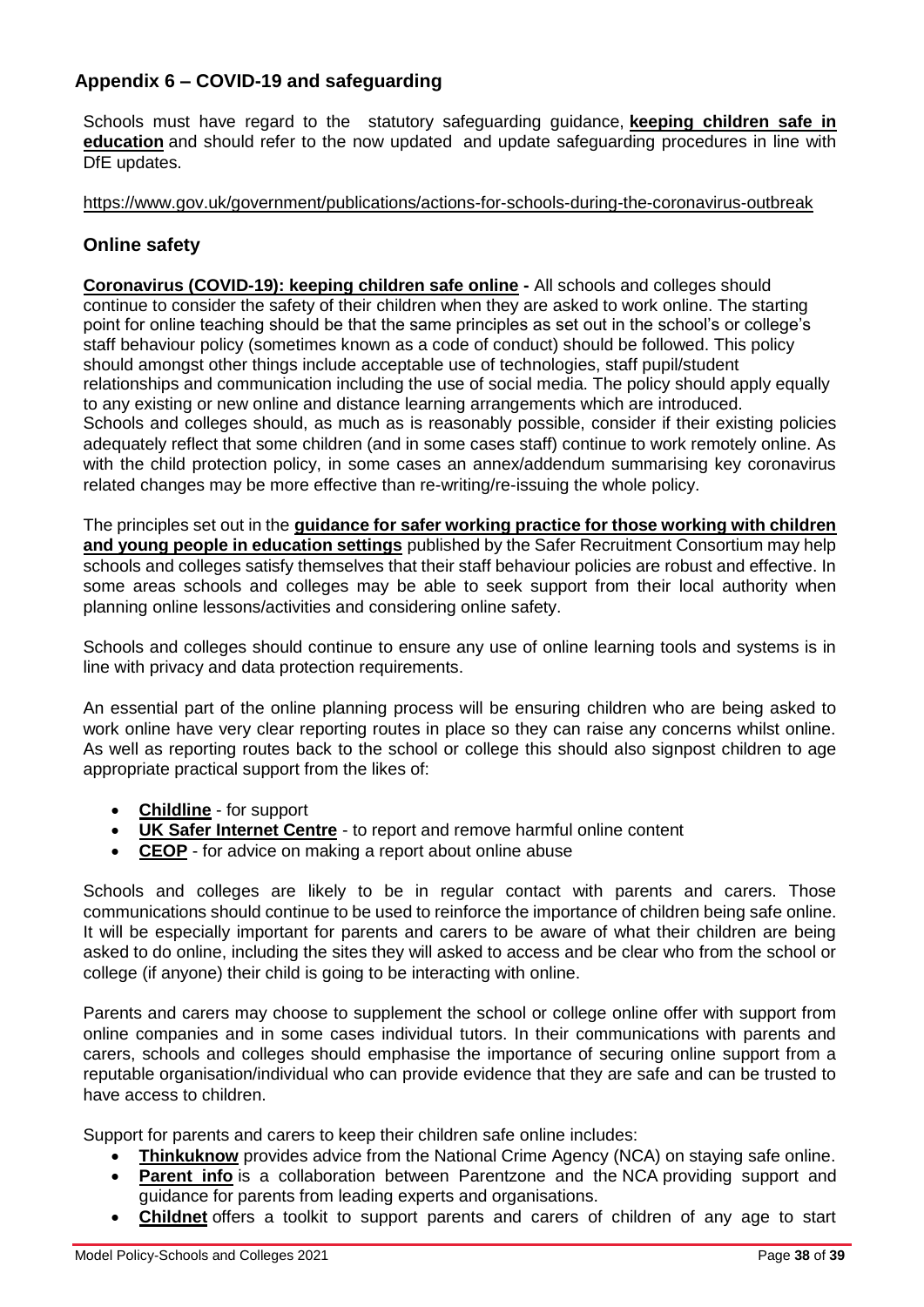## Appendix 6 – COVID-19 and safeguarding

Schools must have regard to the statutory safeguarding guidance, **keeping children safe in education** and should refer to the now updated and update safeguarding procedures in line with DfE updates.

https://www.gov.uk/government/publications/actions-for-schools-during-the-coronavirus-outbreak

### Online safety

**Coronavirus (COVID-19): keeping children safe online -** All schools and colleges should continue to consider the safety of their children when they are asked to work online. The starting point for online teaching should be that the same principles as set out in the school's or college's staff behaviour policy (sometimes known as a code of conduct) should be followed. This policy should amongst other things include acceptable use of technologies, staff pupil/student relationships and communication including the use of social media. The policy should apply equally to any existing or new online and distance learning arrangements which are introduced. Schools and colleges should, as much as is reasonably possible, consider if their existing policies adequately reflect that some children (and in some cases staff) continue to work remotely online. As with the child protection policy, in some cases an annex/addendum summarising key coronavirus related changes may be more effective than re-writing/re-issuing the whole policy.

The principles set out in the **guidance for safer working practice for those working with children and young people in education settings** published by the Safer Recruitment Consortium may help schools and colleges satisfy themselves that their staff behaviour policies are robust and effective. In some areas schools and colleges may be able to seek support from their local authority when planning online lessons/activities and considering online safety.

Schools and colleges should continue to ensure any use of online learning tools and systems is in line with privacy and data protection requirements.

An essential part of the online planning process will be ensuring children who are being asked to work online have very clear reporting routes in place so they can raise any concerns whilst online. As well as reporting routes back to the school or college this should also signpost children to age appropriate practical support from the likes of:

- **Childline** - for support
- **UK Safer Internet Centre** - to report and remove harmful online content
- **CEOP** - for advice on making a report about online abuse

Schools and colleges are likely to be in regular contact with parents and carers. Those communications should continue to be used to reinforce the importance of children being safe online. It will be especially important for parents and carers to be aware of what their children are being asked to do online, including the sites they will asked to access and be clear who from the school or college (if anyone) their child is going to be interacting with online.

Parents and carers may choose to supplement the school or college online offer with support from online companies and in some cases individual tutors. In their communications with parents and carers, schools and colleges should emphasise the importance of securing online support from a reputable organisation/individual who can provide evidence that they are safe and can be trusted to have access to children.

Support for parents and carers to keep their children safe online includes:

- **Thinkuknow** provides advice from the National Crime Agency (NCA) on staying safe online.
- **Parent info** is a collaboration between Parentzone and the NCA providing support and guidance for parents from leading experts and organisations.
- **Childnet** offers a toolkit to support parents and carers of children of any age to start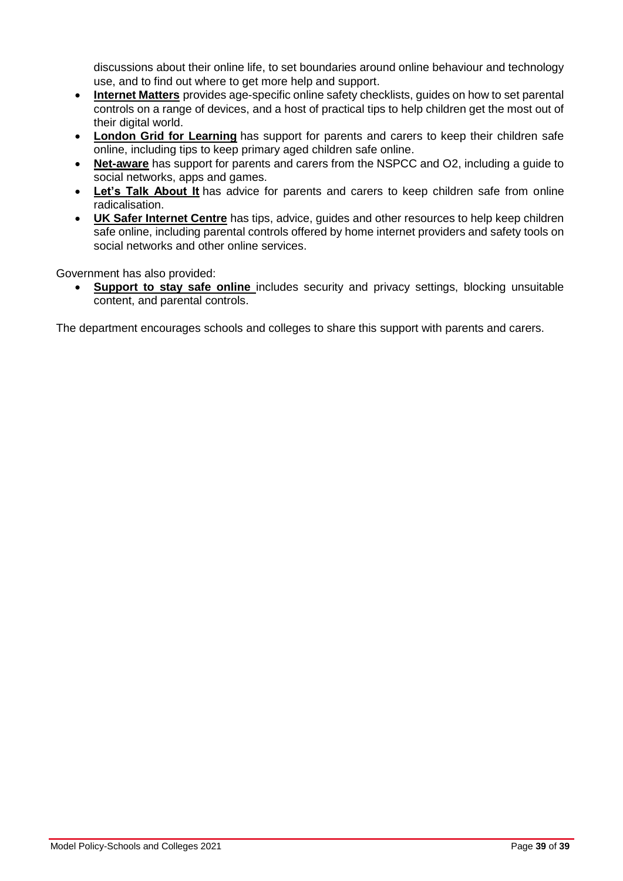discussions about their online life, to set boundaries around online behaviour and technology use, and to find out where to get more help and support.

- **Internet Matters** provides age-specific online safety checklists, guides on how to set parental controls on a range of devices, and a host of practical tips to help children get the most out of their digital world.
- **London Grid for Learning** has support for parents and carers to keep their children safe online, including tips to keep primary aged children safe online.
- **Net-aware** has support for parents and carers from the NSPCC and O2, including a guide to social networks, apps and games.
- **Let's Talk About It** has advice for parents and carers to keep children safe from online radicalisation.
- **UK Safer Internet Centre** has tips, advice, guides and other resources to help keep children safe online, including parental controls offered by home internet providers and safety tools on social networks and other online services.

Government has also provided:

- **Support to stay safe online** includes security and privacy settings, blocking unsuitable content, and parental controls.

The department encourages schools and colleges to share this support with parents and carers.